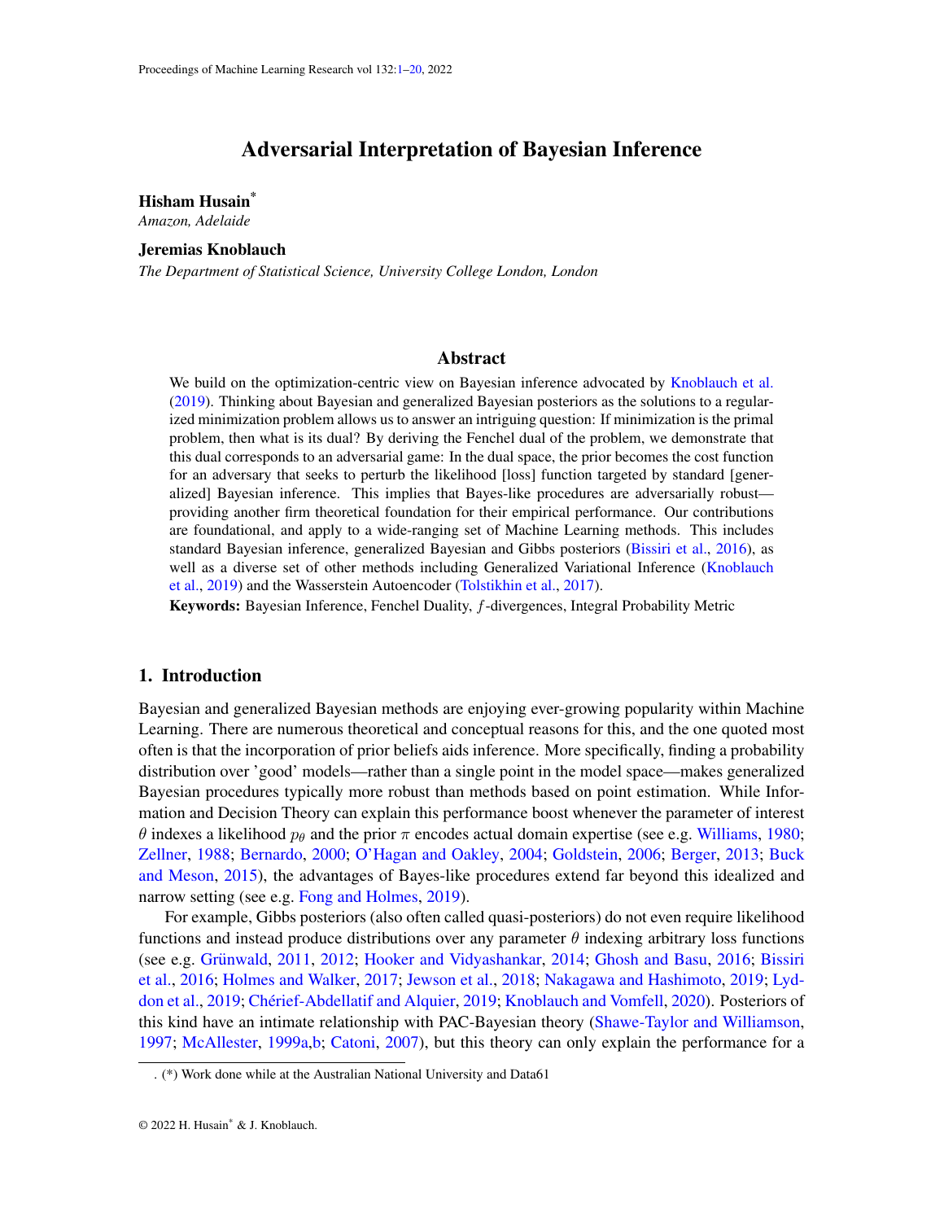# Adversarial Interpretation of Bayesian Inference

**Hisham Husain**[*]
*Amazon, Adelaide*

**Jeremias Knoblauch**
*The Department of Statistical Science, University College London, London*

## Abstract

We build on the optimization-centric view on Bayesian inference advocated by Knoblauch et al. (2019). Thinking about Bayesian and generalized Bayesian posteriors as the solutions to a regularized minimization problem allows us to answer an intriguing question: If minimization is the primal problem, then what is its dual? By deriving the Fenchel dual of the problem, we demonstrate that this dual corresponds to an adversarial game: In the dual space, the prior becomes the cost function for an adversary that seeks to perturb the likelihood [loss] function targeted by standard [generalized] Bayesian inference. This implies that Bayes-like procedures are adversarially robust—providing another firm theoretical foundation for their empirical performance. Our contributions are foundational, and apply to a wide-ranging set of Machine Learning methods. This includes standard Bayesian inference, generalized Bayesian and Gibbs posteriors (Bissiri et al., 2016), as well as a diverse set of other methods including Generalized Variational Inference (Knoblauch et al., 2019) and the Wasserstein Autoencoder (Tolstikhin et al., 2017).

**Keywords:** Bayesian Inference, Fenchel Duality, $f$-divergences, Integral Probability Metric

## 1. Introduction

Bayesian and generalized Bayesian methods are enjoying ever-growing popularity within Machine Learning. There are numerous theoretical and conceptual reasons for this, and the one quoted most often is that the incorporation of prior beliefs aids inference. More specifically, finding a probability distribution over 'good' models—rather than a single point in the model space—makes generalized Bayesian procedures typically more robust than methods based on point estimation. While Information and Decision Theory can explain this performance boost whenever the parameter of interest $\theta$ indexes a likelihood $p_\theta$ and the prior $\pi$ encodes actual domain expertise (see e.g. Williams, 1980; Zellner, 1988; Bernardo, 2000; O'Hagan and Oakley, 2004; Goldstein, 2006; Berger, 2013; Buck and Meson, 2015), the advantages of Bayes-like procedures extend far beyond this idealized and narrow setting (see e.g. Fong and Holmes, 2019).

For example, Gibbs posteriors (also often called quasi-posteriors) do not even require likelihood functions and instead produce distributions over any parameter $\theta$ indexing arbitrary loss functions (see e.g. Grünwald, 2011, 2012; Hooker and Vidyashankar, 2014; Ghosh and Basu, 2016; Bissiri et al., 2016; Holmes and Walker, 2017; Jewson et al., 2018; Nakagawa and Hashimoto, 2019; Lyddon et al., 2019; Chérief-Abdellatif and Alquier, 2019; Knoblauch and Vomfell, 2020). Posteriors of this kind have an intimate relationship with PAC-Bayesian theory (Shawe-Taylor and Williamson, 1997; McAllester, 1999a,b; Catoni, 2007), but this theory can only explain the performance for a

(*) Work done while at the Australian National University and Data61

© 2022 H. Husain[*] & J. Knoblauch.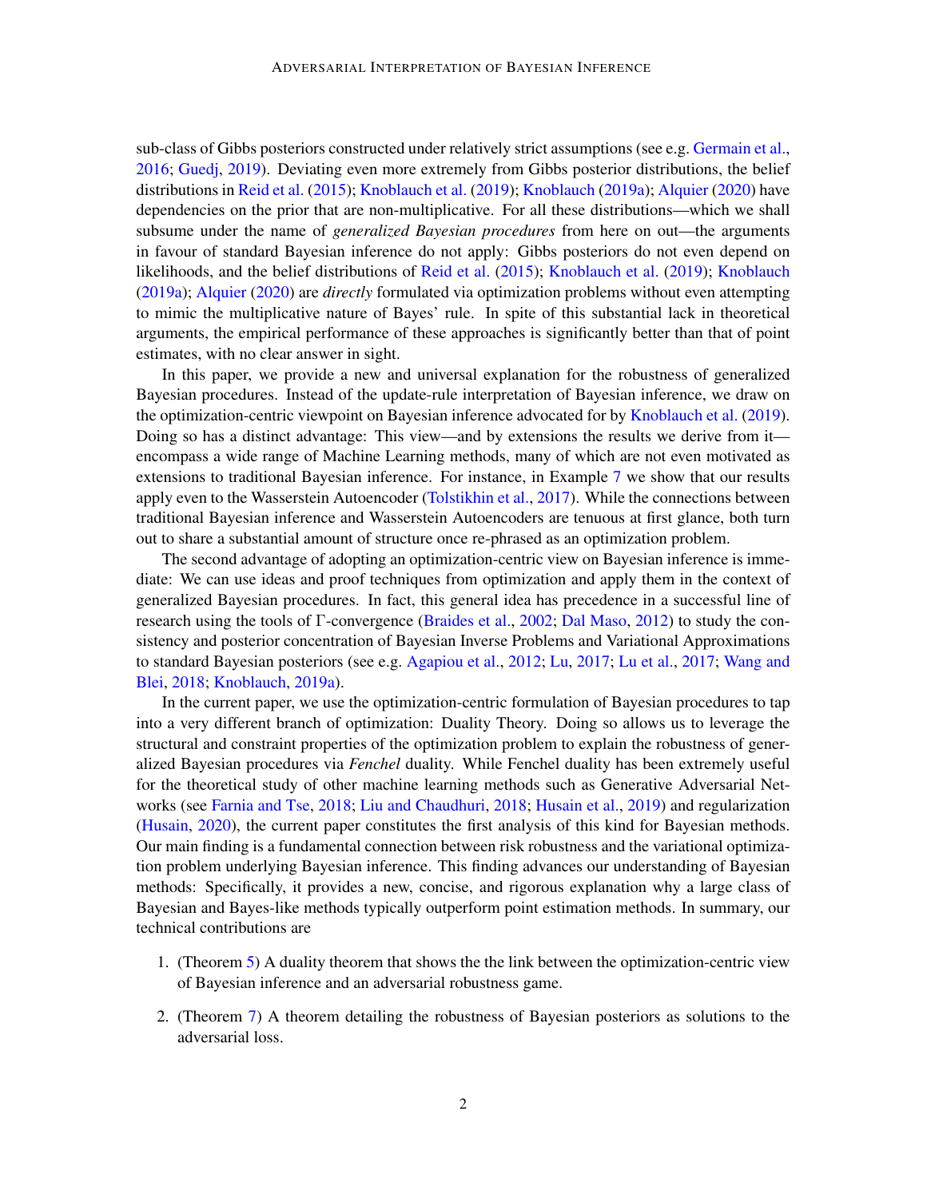sub-class of Gibbs posteriors constructed under relatively strict assumptions (see e.g. Germain et al., 2016; Guedj, 2019). Deviating even more extremely from Gibbs posterior distributions, the belief distributions in Reid et al. (2015); Knoblauch et al. (2019); Knoblauch (2019a); Alquier (2020) have dependencies on the prior that are non-multiplicative. For all these distributions—which we shall subsume under the name of *generalized Bayesian procedures* from here on out—the arguments in favour of standard Bayesian inference do not apply: Gibbs posteriors do not even depend on likelihoods, and the belief distributions of Reid et al. (2015); Knoblauch et al. (2019); Knoblauch (2019a); Alquier (2020) are *directly* formulated via optimization problems without even attempting to mimic the multiplicative nature of Bayes' rule. In spite of this substantial lack in theoretical arguments, the empirical performance of these approaches is significantly better than that of point estimates, with no clear answer in sight.

In this paper, we provide a new and universal explanation for the robustness of generalized Bayesian procedures. Instead of the update-rule interpretation of Bayesian inference, we draw on the optimization-centric viewpoint on Bayesian inference advocated for by Knoblauch et al. (2019). Doing so has a distinct advantage: This view—and by extensions the results we derive from it—encompass a wide range of Machine Learning methods, many of which are not even motivated as extensions to traditional Bayesian inference. For instance, in Example 7 we show that our results apply even to the Wasserstein Autoencoder (Tolstikhin et al., 2017). While the connections between traditional Bayesian inference and Wasserstein Autoencoders are tenuous at first glance, both turn out to share a substantial amount of structure once re-phrased as an optimization problem.

The second advantage of adopting an optimization-centric view on Bayesian inference is immediate: We can use ideas and proof techniques from optimization and apply them in the context of generalized Bayesian procedures. In fact, this general idea has precedence in a successful line of research using the tools of $\Gamma$-convergence (Braides et al., 2002; Dal Maso, 2012) to study the consistency and posterior concentration of Bayesian Inverse Problems and Variational Approximations to standard Bayesian posteriors (see e.g. Agapiou et al., 2012; Lu, 2017; Lu et al., 2017; Wang and Blei, 2018; Knoblauch, 2019a).

In the current paper, we use the optimization-centric formulation of Bayesian procedures to tap into a very different branch of optimization: Duality Theory. Doing so allows us to leverage the structural and constraint properties of the optimization problem to explain the robustness of generalized Bayesian procedures via *Fenchel* duality. While Fenchel duality has been extremely useful for the theoretical study of other machine learning methods such as Generative Adversarial Networks (see Farnia and Tse, 2018; Liu and Chaudhuri, 2018; Husain et al., 2019) and regularization (Husain, 2020), the current paper constitutes the first analysis of this kind for Bayesian methods. Our main finding is a fundamental connection between risk robustness and the variational optimization problem underlying Bayesian inference. This finding advances our understanding of Bayesian methods: Specifically, it provides a new, concise, and rigorous explanation why a large class of Bayesian and Bayes-like methods typically outperform point estimation methods. In summary, our technical contributions are

1. (Theorem 5) A duality theorem that shows the the link between the optimization-centric view of Bayesian inference and an adversarial robustness game.

2. (Theorem 7) A theorem detailing the robustness of Bayesian posteriors as solutions to the adversarial loss.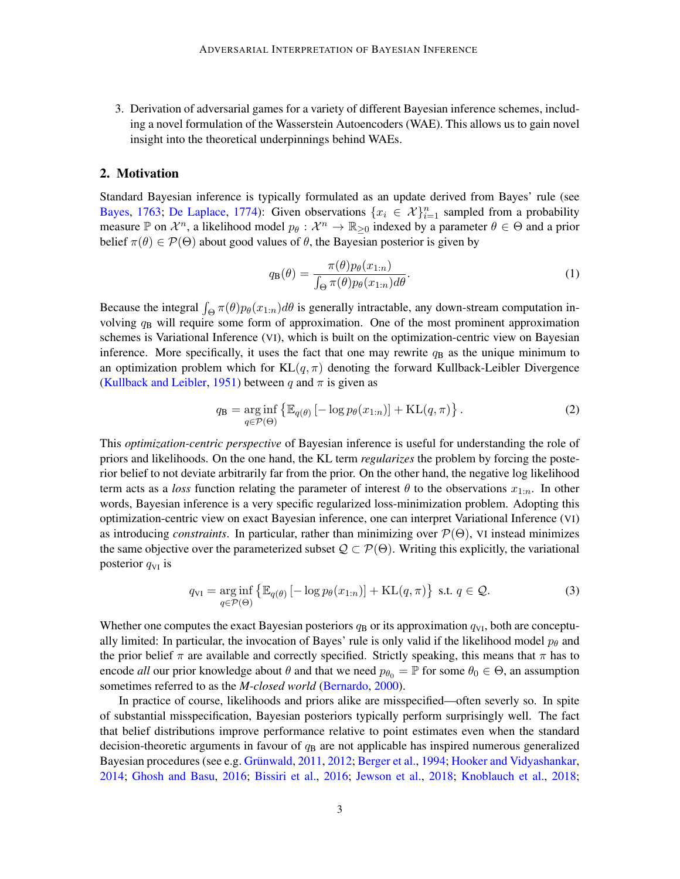3. Derivation of adversarial games for a variety of different Bayesian inference schemes, including a novel formulation of the Wasserstein Autoencoders (WAE). This allows us to gain novel insight into the theoretical underpinnings behind WAEs.

## 2. Motivation

Standard Bayesian inference is typically formulated as an update derived from Bayes' rule (see Bayes, 1763; De Laplace, 1774): Given observations $\{x_i \in \mathcal{X}\}_{i=1}^n$ sampled from a probability measure $\mathbb{P}$ on $\mathcal{X}^n$, a likelihood model $p_\theta : \mathcal{X}^n \to \mathbb{R}_{\geq 0}$ indexed by a parameter $\theta \in \Theta$ and a prior belief $\pi(\theta) \in \mathcal{P}(\Theta)$ about good values of $\theta$, the Bayesian posterior is given by

$$q_{\text{B}}(\theta) = \frac{\pi(\theta) p_\theta(x_{1:n})}{\int_\Theta \pi(\theta) p_\theta(x_{1:n}) d\theta}. \tag{1}$$

Because the integral $\int_\Theta \pi(\theta) p_\theta(x_{1:n}) d\theta$ is generally intractable, any down-stream computation involving $q_{\text{B}}$ will require some form of approximation. One of the most prominent approximation schemes is Variational Inference (VI), which is built on the optimization-centric view on Bayesian inference. More specifically, it uses the fact that one may rewrite $q_{\text{B}}$ as the unique minimum to an optimization problem which for $\text{KL}(q, \pi)$ denoting the forward Kullback-Leibler Divergence (Kullback and Leibler, 1951) between $q$ and $\pi$ is given as

$$q_{\text{B}} = \underset{q \in \mathcal{P}(\Theta)}{\arg\inf} \left\{ \mathbb{E}_{q(\theta)} \left[ -\log p_\theta(x_{1:n}) \right] + \text{KL}(q, \pi) \right\}. \tag{2}$$

This *optimization-centric perspective* of Bayesian inference is useful for understanding the role of priors and likelihoods. On the one hand, the KL term *regularizes* the problem by forcing the posterior belief to not deviate arbitrarily far from the prior. On the other hand, the negative log likelihood term acts as a *loss* function relating the parameter of interest $\theta$ to the observations $x_{1:n}$. In other words, Bayesian inference is a very specific regularized loss-minimization problem. Adopting this optimization-centric view on exact Bayesian inference, one can interpret Variational Inference (VI) as introducing *constraints*. In particular, rather than minimizing over $\mathcal{P}(\Theta)$, VI instead minimizes the same objective over the parameterized subset $\mathcal{Q} \subset \mathcal{P}(\Theta)$. Writing this explicitly, the variational posterior $q_{\text{VI}}$ is

$$q_{\text{VI}} = \underset{q \in \mathcal{P}(\Theta)}{\arg\inf} \left\{ \mathbb{E}_{q(\theta)} \left[ -\log p_\theta(x_{1:n}) \right] + \text{KL}(q, \pi) \right\} \text{ s.t. } q \in \mathcal{Q}. \tag{3}$$

Whether one computes the exact Bayesian posteriors $q_{\text{B}}$ or its approximation $q_{\text{VI}}$, both are conceptually limited: In particular, the invocation of Bayes' rule is only valid if the likelihood model $p_\theta$ and the prior belief $\pi$ are available and correctly specified. Strictly speaking, this means that $\pi$ has to encode *all* our prior knowledge about $\theta$ and that we need $p_{\theta_0} = \mathbb{P}$ for some $\theta_0 \in \Theta$, an assumption sometimes referred to as the *M-closed world* (Bernardo, 2000).

In practice of course, likelihoods and priors alike are misspecified—often severly so. In spite of substantial misspecification, Bayesian posteriors typically perform surprisingly well. The fact that belief distributions improve performance relative to point estimates even when the standard decision-theoretic arguments in favour of $q_{\text{B}}$ are not applicable has inspired numerous generalized Bayesian procedures (see e.g. Grünwald, 2011, 2012; Berger et al., 1994; Hooker and Vidyashankar, 2014; Ghosh and Basu, 2016; Bissiri et al., 2016; Jewson et al., 2018; Knoblauch et al., 2018;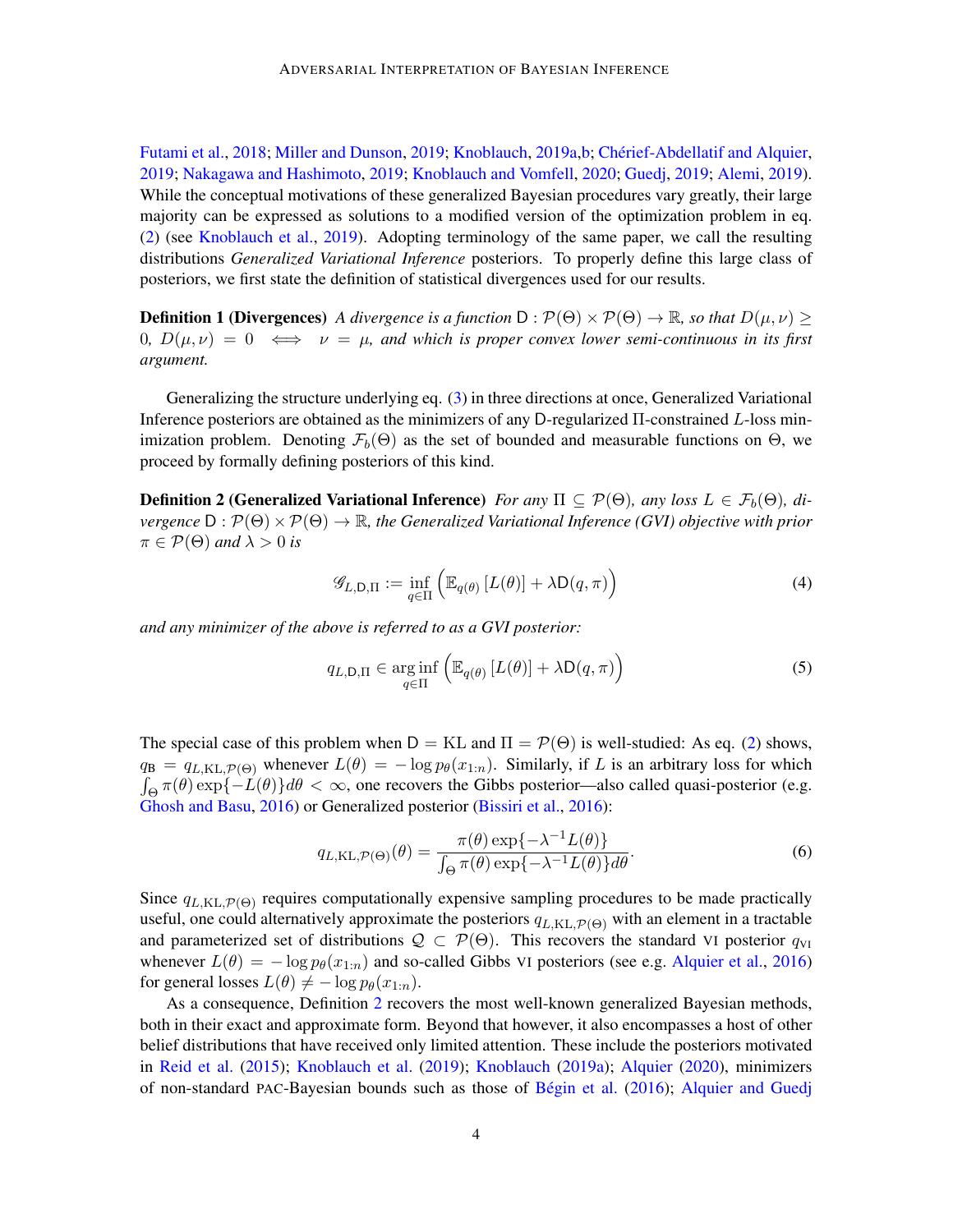Futami et al., 2018; Miller and Dunson, 2019; Knoblauch, 2019a,b; Chérief-Abdellatif and Alquier, 2019; Nakagawa and Hashimoto, 2019; Knoblauch and Vomfell, 2020; Guedj, 2019; Alemi, 2019). While the conceptual motivations of these generalized Bayesian procedures vary greatly, their large majority can be expressed as solutions to a modified version of the optimization problem in eq. (2) (see Knoblauch et al., 2019). Adopting terminology of the same paper, we call the resulting distributions *Generalized Variational Inference* posteriors. To properly define this large class of posteriors, we first state the definition of statistical divergences used for our results.

**Definition 1 (Divergences)** *A divergence is a function $\mathsf{D} : \mathcal{P}(\Theta) \times \mathcal{P}(\Theta) \to \mathbb{R}$, so that $D(\mu, \nu) \geq 0$, $D(\mu, \nu) = 0 \iff \nu = \mu$, and which is proper convex lower semi-continuous in its first argument.*

Generalizing the structure underlying eq. (3) in three directions at once, Generalized Variational Inference posteriors are obtained as the minimizers of any $\mathsf{D}$-regularized $\Pi$-constrained $L$-loss minimization problem. Denoting $\mathcal{F}_b(\Theta)$ as the set of bounded and measurable functions on $\Theta$, we proceed by formally defining posteriors of this kind.

**Definition 2 (Generalized Variational Inference)** *For any $\Pi \subseteq \mathcal{P}(\Theta)$, any loss $L \in \mathcal{F}_b(\Theta)$, divergence $\mathsf{D} : \mathcal{P}(\Theta) \times \mathcal{P}(\Theta) \to \mathbb{R}$, the Generalized Variational Inference (GVI) objective with prior $\pi \in \mathcal{P}(\Theta)$ and $\lambda > 0$ is*

$$\mathscr{G}_{L,\mathsf{D},\Pi} := \inf_{q \in \Pi} \Big( \mathbb{E}_{q(\theta)} \left[ L(\theta) \right] + \lambda \mathsf{D}(q, \pi) \Big) \tag{4}$$

*and any minimizer of the above is referred to as a GVI posterior:*

$$q_{L,\mathsf{D},\Pi} \in \arg\inf_{q \in \Pi} \Big( \mathbb{E}_{q(\theta)} \left[ L(\theta) \right] + \lambda \mathsf{D}(q, \pi) \Big) \tag{5}$$

The special case of this problem when $\mathsf{D} = \mathrm{KL}$ and $\Pi = \mathcal{P}(\Theta)$ is well-studied: As eq. (2) shows, $q_{\mathrm{B}} = q_{L,\mathrm{KL},\mathcal{P}(\Theta)}$ whenever $L(\theta) = -\log p_\theta(x_{1:n})$. Similarly, if $L$ is an arbitrary loss for which $\int_\Theta \pi(\theta) \exp\{-L(\theta)\} d\theta < \infty$, one recovers the Gibbs posterior—also called quasi-posterior (e.g. Ghosh and Basu, 2016) or Generalized posterior (Bissiri et al., 2016):

$$q_{L,\mathrm{KL},\mathcal{P}(\Theta)}(\theta) = \frac{\pi(\theta) \exp\{-\lambda^{-1} L(\theta)\}}{\int_\Theta \pi(\theta) \exp\{-\lambda^{-1} L(\theta)\} d\theta}. \tag{6}$$

Since $q_{L,\mathrm{KL},\mathcal{P}(\Theta)}$ requires computationally expensive sampling procedures to be made practically useful, one could alternatively approximate the posteriors $q_{L,\mathrm{KL},\mathcal{P}(\Theta)}$ with an element in a tractable and parameterized set of distributions $\mathcal{Q} \subset \mathcal{P}(\Theta)$. This recovers the standard VI posterior $q_{\mathrm{VI}}$ whenever $L(\theta) = -\log p_\theta(x_{1:n})$ and so-called Gibbs VI posteriors (see e.g. Alquier et al., 2016) for general losses $L(\theta) \neq -\log p_\theta(x_{1:n})$.

As a consequence, Definition 2 recovers the most well-known generalized Bayesian methods, both in their exact and approximate form. Beyond that however, it also encompasses a host of other belief distributions that have received only limited attention. These include the posteriors motivated in Reid et al. (2015); Knoblauch et al. (2019); Knoblauch (2019a); Alquier (2020), minimizers of non-standard PAC-Bayesian bounds such as those of Bégin et al. (2016); Alquier and Guedj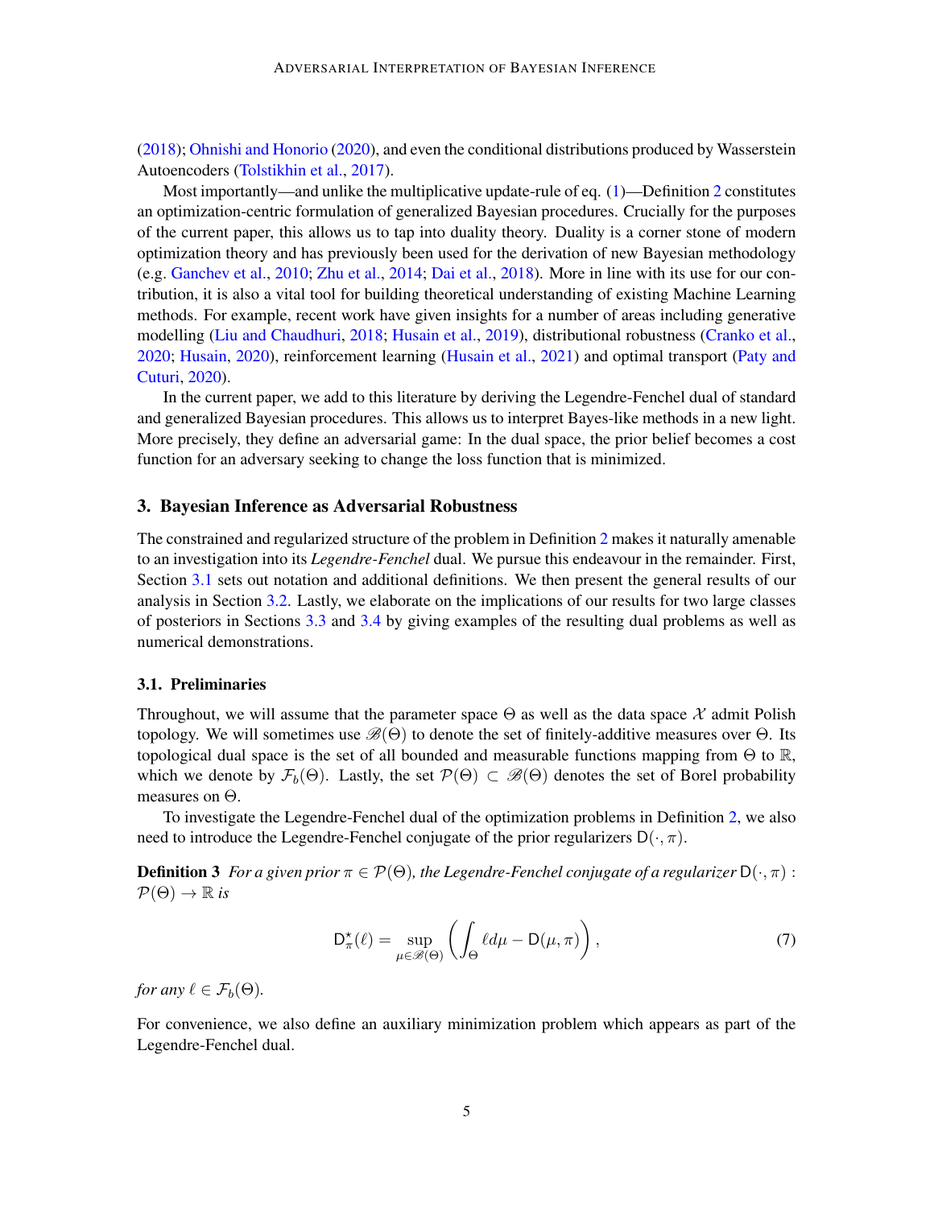(2018); Ohnishi and Honorio (2020), and even the conditional distributions produced by Wasserstein Autoencoders (Tolstikhin et al., 2017).

Most importantly—and unlike the multiplicative update-rule of eq. (1)—Definition 2 constitutes an optimization-centric formulation of generalized Bayesian procedures. Crucially for the purposes of the current paper, this allows us to tap into duality theory. Duality is a corner stone of modern optimization theory and has previously been used for the derivation of new Bayesian methodology (e.g. Ganchev et al., 2010; Zhu et al., 2014; Dai et al., 2018). More in line with its use for our contribution, it is also a vital tool for building theoretical understanding of existing Machine Learning methods. For example, recent work have given insights for a number of areas including generative modelling (Liu and Chaudhuri, 2018; Husain et al., 2019), distributional robustness (Cranko et al., 2020; Husain, 2020), reinforcement learning (Husain et al., 2021) and optimal transport (Paty and Cuturi, 2020).

In the current paper, we add to this literature by deriving the Legendre-Fenchel dual of standard and generalized Bayesian procedures. This allows us to interpret Bayes-like methods in a new light. More precisely, they define an adversarial game: In the dual space, the prior belief becomes a cost function for an adversary seeking to change the loss function that is minimized.

## 3. Bayesian Inference as Adversarial Robustness

The constrained and regularized structure of the problem in Definition 2 makes it naturally amenable to an investigation into its *Legendre-Fenchel* dual. We pursue this endeavour in the remainder. First, Section 3.1 sets out notation and additional definitions. We then present the general results of our analysis in Section 3.2. Lastly, we elaborate on the implications of our results for two large classes of posteriors in Sections 3.3 and 3.4 by giving examples of the resulting dual problems as well as numerical demonstrations.

### 3.1. Preliminaries

Throughout, we will assume that the parameter space $\Theta$ as well as the data space $\mathcal{X}$ admit Polish topology. We will sometimes use $\mathscr{B}(\Theta)$ to denote the set of finitely-additive measures over $\Theta$. Its topological dual space is the set of all bounded and measurable functions mapping from $\Theta$ to $\mathbb{R}$, which we denote by $\mathcal{F}_b(\Theta)$. Lastly, the set $\mathcal{P}(\Theta) \subset \mathscr{B}(\Theta)$ denotes the set of Borel probability measures on $\Theta$.

To investigate the Legendre-Fenchel dual of the optimization problems in Definition 2, we also need to introduce the Legendre-Fenchel conjugate of the prior regularizers $\mathsf{D}(\cdot, \pi)$.

**Definition 3** *For a given prior $\pi \in \mathcal{P}(\Theta)$, the Legendre-Fenchel conjugate of a regularizer $\mathsf{D}(\cdot, \pi) : \mathcal{P}(\Theta) \to \mathbb{R}$ is*

$$\mathsf{D}^{\star}_{\pi}(\ell) = \sup_{\mu \in \mathscr{B}(\Theta)} \left( \int_{\Theta} \ell d\mu - \mathsf{D}(\mu, \pi) \right), \tag{7}$$

*for any $\ell \in \mathcal{F}_b(\Theta)$.*

For convenience, we also define an auxiliary minimization problem which appears as part of the Legendre-Fenchel dual.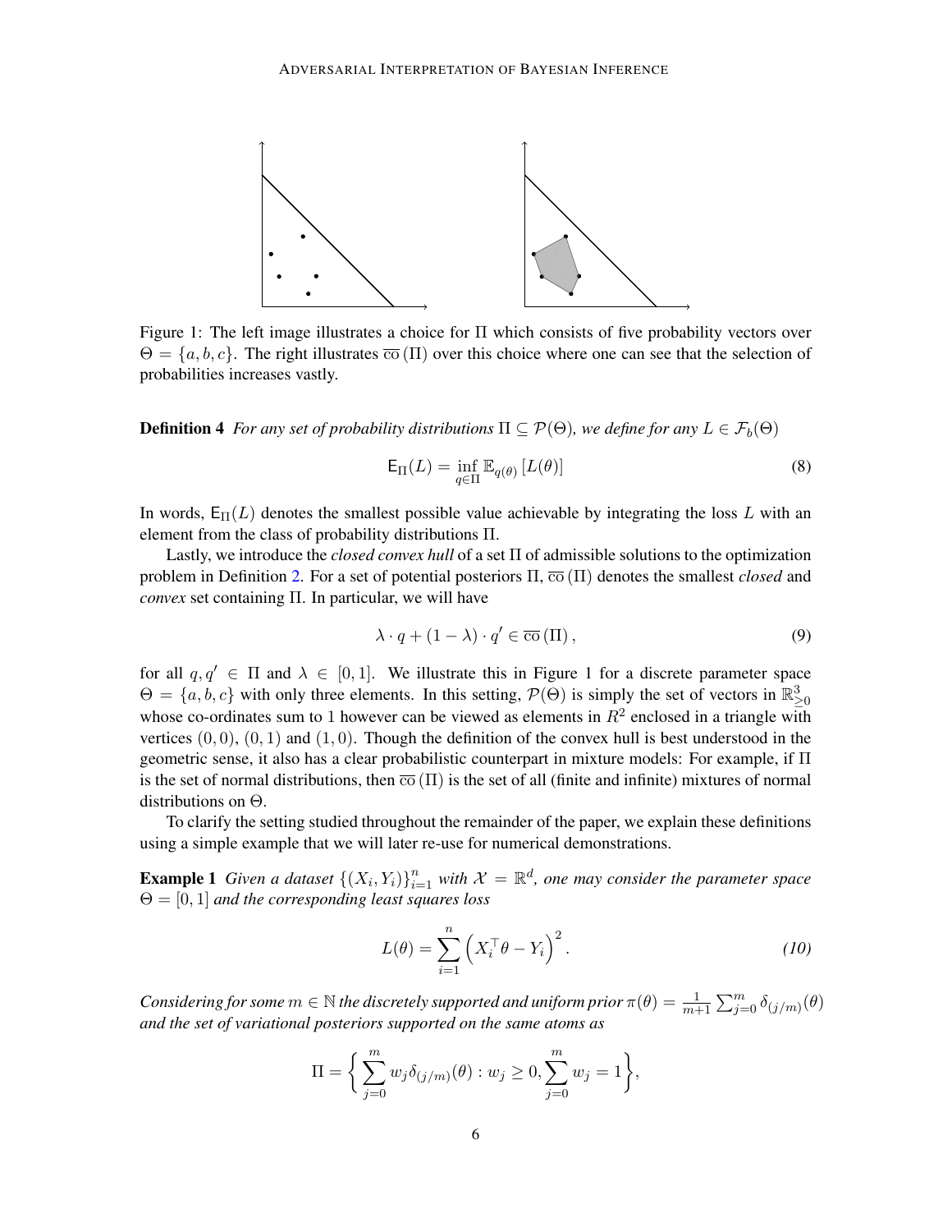Figure 1: The left image illustrates a choice for $\Pi$ which consists of five probability vectors over $\Theta = \{a, b, c\}$. The right illustrates $\overline{\text{co}}(\Pi)$ over this choice where one can see that the selection of probabilities increases vastly.

**Definition 4** *For any set of probability distributions $\Pi \subseteq \mathcal{P}(\Theta)$, we define for any $L \in \mathcal{F}_b(\Theta)$*

$$\mathsf{E}_{\Pi}(L) = \inf_{q \in \Pi} \mathbb{E}_{q(\theta)} [L(\theta)] \tag{8}$$

In words, $\mathsf{E}_{\Pi}(L)$ denotes the smallest possible value achievable by integrating the loss $L$ with an element from the class of probability distributions $\Pi$.

Lastly, we introduce the *closed convex hull* of a set $\Pi$ of admissible solutions to the optimization problem in Definition 2. For a set of potential posteriors $\Pi$, $\overline{\text{co}}(\Pi)$ denotes the smallest *closed* and *convex* set containing $\Pi$. In particular, we will have

$$\lambda \cdot q + (1 - \lambda) \cdot q' \in \overline{\text{co}}(\Pi), \tag{9}$$

for all $q, q' \in \Pi$ and $\lambda \in [0, 1]$. We illustrate this in Figure 1 for a discrete parameter space $\Theta = \{a, b, c\}$ with only three elements. In this setting, $\mathcal{P}(\Theta)$ is simply the set of vectors in $\mathbb{R}^3_{\geq 0}$ whose co-ordinates sum to 1 however can be viewed as elements in $R^2$ enclosed in a triangle with vertices $(0, 0)$, $(0, 1)$ and $(1, 0)$. Though the definition of the convex hull is best understood in the geometric sense, it also has a clear probabilistic counterpart in mixture models: For example, if $\Pi$ is the set of normal distributions, then $\overline{\text{co}}(\Pi)$ is the set of all (finite and infinite) mixtures of normal distributions on $\Theta$.

To clarify the setting studied throughout the remainder of the paper, we explain these definitions using a simple example that we will later re-use for numerical demonstrations.

**Example 1** *Given a dataset $\{(X_i, Y_i)\}_{i=1}^n$ with $\mathcal{X} = \mathbb{R}^d$, one may consider the parameter space $\Theta = [0, 1]$ and the corresponding least squares loss*

$$L(\theta) = \sum_{i=1}^{n} \Big( X_i^\top \theta - Y_i \Big)^2. \tag{10}$$

*Considering for some $m \in \mathbb{N}$ the discretely supported and uniform prior $\pi(\theta) = \frac{1}{m+1} \sum_{j=0}^{m} \delta_{(j/m)}(\theta)$ and the set of variational posteriors supported on the same atoms as*

$$\Pi = \bigg\{ \sum_{j=0}^{m} w_j \delta_{(j/m)}(\theta) : w_j \geq 0, \sum_{j=0}^{m} w_j = 1 \bigg\},$$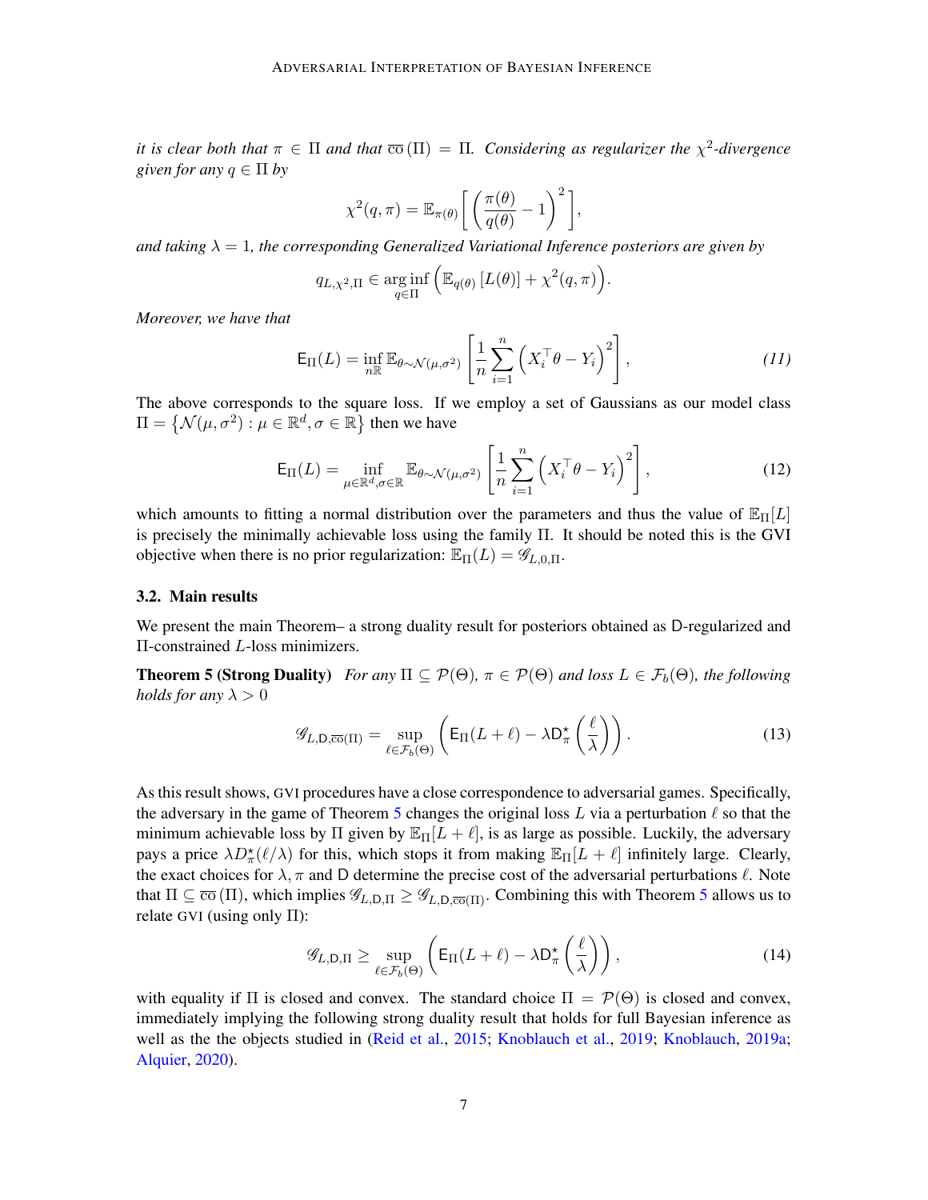*it is clear both that $\pi \in \Pi$ and that $\overline{\mathrm{co}}\,(\Pi) = \Pi$. Considering as regularizer the $\chi^2$-divergence given for any $q \in \Pi$ by*

$$\chi^2(q, \pi) = \mathbb{E}_{\pi(\theta)}\left[\left(\frac{\pi(\theta)}{q(\theta)} - 1\right)^2\right],$$

*and taking $\lambda = 1$, the corresponding Generalized Variational Inference posteriors are given by*

$$q_{L,\chi^2,\Pi} \in \underset{q \in \Pi}{\arg\inf}\left(\mathbb{E}_{q(\theta)}\left[L(\theta)\right] + \chi^2(q, \pi)\right).$$

*Moreover, we have that*

$$\mathsf{E}_{\Pi}(L) = \inf_{n\mathbb{R}} \mathbb{E}_{\theta \sim \mathcal{N}(\mu,\sigma^2)}\left[\frac{1}{n}\sum_{i=1}^{n}\left(X_i^\top \theta - Y_i\right)^2\right], \tag{11}$$

The above corresponds to the square loss. If we employ a set of Gaussians as our model class $\Pi = \left\{\mathcal{N}(\mu, \sigma^2) : \mu \in \mathbb{R}^d, \sigma \in \mathbb{R}\right\}$ then we have

$$\mathsf{E}_{\Pi}(L) = \inf_{\mu \in \mathbb{R}^d, \sigma \in \mathbb{R}} \mathbb{E}_{\theta \sim \mathcal{N}(\mu,\sigma^2)}\left[\frac{1}{n}\sum_{i=1}^{n}\left(X_i^\top \theta - Y_i\right)^2\right], \tag{12}$$

which amounts to fitting a normal distribution over the parameters and thus the value of $\mathbb{E}_{\Pi}[L]$ is precisely the minimally achievable loss using the family $\Pi$. It should be noted this is the GVI objective when there is no prior regularization: $\mathbb{E}_{\Pi}(L) = \mathscr{G}_{L,0,\Pi}$.

### 3.2. Main results

We present the main Theorem– a strong duality result for posteriors obtained as $\mathsf{D}$-regularized and $\Pi$-constrained $L$-loss minimizers.

**Theorem 5 (Strong Duality)** *For any $\Pi \subseteq \mathcal{P}(\Theta)$, $\pi \in \mathcal{P}(\Theta)$ and loss $L \in \mathcal{F}_b(\Theta)$, the following holds for any $\lambda > 0$*

$$\mathscr{G}_{L,\mathsf{D},\overline{\mathrm{co}}(\Pi)} = \sup_{\ell \in \mathcal{F}_b(\Theta)}\left(\mathsf{E}_{\Pi}(L + \ell) - \lambda \mathsf{D}_{\pi}^{\star}\left(\frac{\ell}{\lambda}\right)\right). \tag{13}$$

As this result shows, GVI procedures have a close correspondence to adversarial games. Specifically, the adversary in the game of Theorem 5 changes the original loss $L$ via a perturbation $\ell$ so that the minimum achievable loss by $\Pi$ given by $\mathbb{E}_{\Pi}[L + \ell]$, is as large as possible. Luckily, the adversary pays a price $\lambda D_{\pi}^{\star}(\ell/\lambda)$ for this, which stops it from making $\mathbb{E}_{\Pi}[L + \ell]$ infinitely large. Clearly, the exact choices for $\lambda, \pi$ and $\mathsf{D}$ determine the precise cost of the adversarial perturbations $\ell$. Note that $\Pi \subseteq \overline{\mathrm{co}}\,(\Pi)$, which implies $\mathscr{G}_{L,\mathsf{D},\Pi} \geq \mathscr{G}_{L,\mathsf{D},\overline{\mathrm{co}}(\Pi)}$. Combining this with Theorem 5 allows us to relate GVI (using only $\Pi$):

$$\mathscr{G}_{L,\mathsf{D},\Pi} \geq \sup_{\ell \in \mathcal{F}_b(\Theta)}\left(\mathsf{E}_{\Pi}(L + \ell) - \lambda \mathsf{D}_{\pi}^{\star}\left(\frac{\ell}{\lambda}\right)\right), \tag{14}$$

with equality if $\Pi$ is closed and convex. The standard choice $\Pi = \mathcal{P}(\Theta)$ is closed and convex, immediately implying the following strong duality result that holds for full Bayesian inference as well as the the objects studied in (Reid et al., 2015; Knoblauch et al., 2019; Knoblauch, 2019a; Alquier, 2020).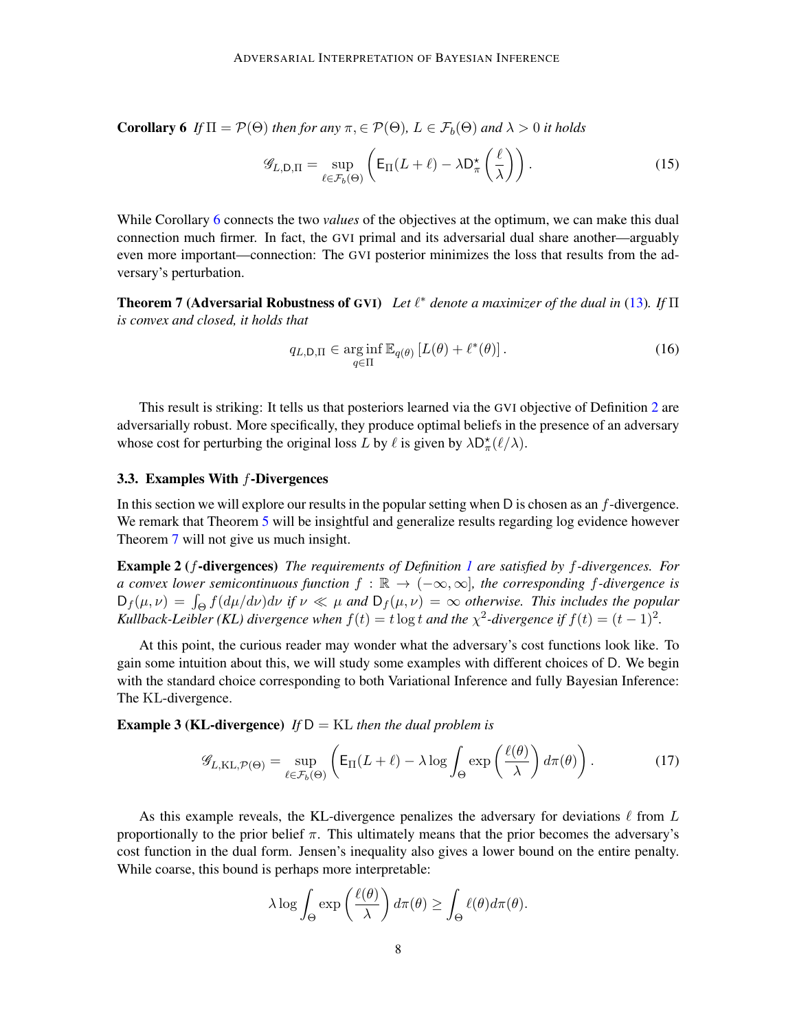**Corollary 6** *If $\Pi = \mathcal{P}(\Theta)$ then for any $\pi, \in \mathcal{P}(\Theta)$, $L \in \mathcal{F}_b(\Theta)$ and $\lambda > 0$ it holds*

$$\mathscr{G}_{L,\mathsf{D},\Pi} = \sup_{\ell \in \mathcal{F}_b(\Theta)} \left( \mathsf{E}_{\Pi}(L + \ell) - \lambda \mathsf{D}^\star_\pi\left(\frac{\ell}{\lambda}\right) \right). \tag{15}$$

While Corollary 6 connects the two *values* of the objectives at the optimum, we can make this dual connection much firmer. In fact, the GVI primal and its adversarial dual share another—arguably even more important—connection: The GVI posterior minimizes the loss that results from the adversary's perturbation.

**Theorem 7 (Adversarial Robustness of GVI)** *Let $\ell^*$ denote a maximizer of the dual in (13). If $\Pi$ is convex and closed, it holds that*

$$q_{L,\mathsf{D},\Pi} \in \arg\inf_{q \in \Pi} \mathbb{E}_{q(\theta)}\left[L(\theta) + \ell^*(\theta)\right]. \tag{16}$$

This result is striking: It tells us that posteriors learned via the GVI objective of Definition 2 are adversarially robust. More specifically, they produce optimal beliefs in the presence of an adversary whose cost for perturbing the original loss $L$ by $\ell$ is given by $\lambda \mathsf{D}^\star_\pi(\ell/\lambda)$.

### 3.3. Examples With $f$-Divergences

In this section we will explore our results in the popular setting when $\mathsf{D}$ is chosen as an $f$-divergence. We remark that Theorem 5 will be insightful and generalize results regarding log evidence however Theorem 7 will not give us much insight.

**Example 2 ($f$-divergences)** *The requirements of Definition 1 are satisfied by $f$-divergences. For a convex lower semicontinuous function $f : \mathbb{R} \to (-\infty, \infty]$, the corresponding $f$-divergence is $\mathsf{D}_f(\mu, \nu) = \int_\Theta f(d\mu/d\nu)d\nu$ if $\nu \ll \mu$ and $\mathsf{D}_f(\mu, \nu) = \infty$ otherwise. This includes the popular Kullback-Leibler (KL) divergence when $f(t) = t \log t$ and the $\chi^2$-divergence if $f(t) = (t-1)^2$.*

At this point, the curious reader may wonder what the adversary's cost functions look like. To gain some intuition about this, we will study some examples with different choices of $\mathsf{D}$. We begin with the standard choice corresponding to both Variational Inference and fully Bayesian Inference: The KL-divergence.

**Example 3 (KL-divergence)** *If $\mathsf{D} = \mathrm{KL}$ then the dual problem is*

$$\mathscr{G}_{L,\mathrm{KL},\mathcal{P}(\Theta)} = \sup_{\ell \in \mathcal{F}_b(\Theta)} \left( \mathsf{E}_{\Pi}(L + \ell) - \lambda \log \int_\Theta \exp\left(\frac{\ell(\theta)}{\lambda}\right) d\pi(\theta) \right). \tag{17}$$

As this example reveals, the KL-divergence penalizes the adversary for deviations $\ell$ from $L$ proportionally to the prior belief $\pi$. This ultimately means that the prior becomes the adversary's cost function in the dual form. Jensen's inequality also gives a lower bound on the entire penalty. While coarse, this bound is perhaps more interpretable:

$$\lambda \log \int_\Theta \exp\left(\frac{\ell(\theta)}{\lambda}\right) d\pi(\theta) \geq \int_\Theta \ell(\theta) d\pi(\theta).$$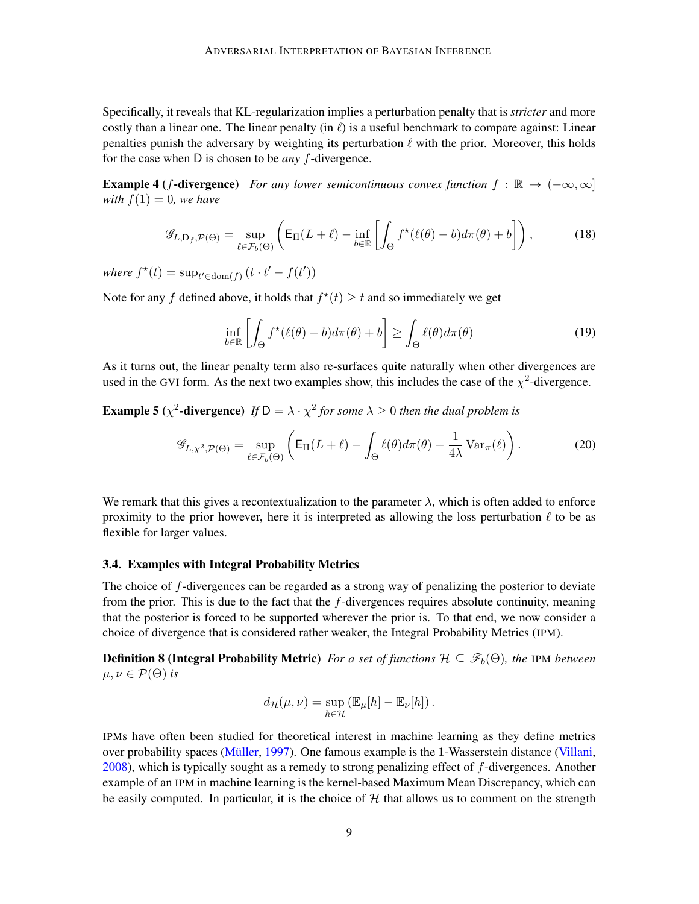Specifically, it reveals that KL-regularization implies a perturbation penalty that is *stricter* and more costly than a linear one. The linear penalty (in $\ell$) is a useful benchmark to compare against: Linear penalties punish the adversary by weighting its perturbation $\ell$ with the prior. Moreover, this holds for the case when $\mathsf{D}$ is chosen to be *any* $f$-divergence.

**Example 4 ($f$-divergence)** *For any lower semicontinuous convex function $f : \mathbb{R} \to (-\infty, \infty]$ with $f(1) = 0$, we have*

$$\mathscr{G}_{L,\mathsf{D}_f,\mathcal{P}(\Theta)} = \sup_{\ell \in \mathcal{F}_b(\Theta)} \left( \mathsf{E}_\Pi(L + \ell) - \inf_{b \in \mathbb{R}} \left[ \int_\Theta f^\star(\ell(\theta) - b) d\pi(\theta) + b \right] \right), \tag{18}$$

*where $f^\star(t) = \sup_{t' \in \mathrm{dom}(f)} (t \cdot t' - f(t'))$*

Note for any $f$ defined above, it holds that $f^\star(t) \geq t$ and so immediately we get

$$\inf_{b \in \mathbb{R}} \left[ \int_\Theta f^\star(\ell(\theta) - b) d\pi(\theta) + b \right] \geq \int_\Theta \ell(\theta) d\pi(\theta) \tag{19}$$

As it turns out, the linear penalty term also re-surfaces quite naturally when other divergences are used in the GVI form. As the next two examples show, this includes the case of the $\chi^2$-divergence.

**Example 5 ($\chi^2$-divergence)** *If $\mathsf{D} = \lambda \cdot \chi^2$ for some $\lambda \geq 0$ then the dual problem is*

$$\mathscr{G}_{L,\chi^2,\mathcal{P}(\Theta)} = \sup_{\ell \in \mathcal{F}_b(\Theta)} \left( \mathsf{E}_\Pi(L + \ell) - \int_\Theta \ell(\theta) d\pi(\theta) - \frac{1}{4\lambda} \mathrm{Var}_\pi(\ell) \right). \tag{20}$$

We remark that this gives a recontextualization to the parameter $\lambda$, which is often added to enforce proximity to the prior however, here it is interpreted as allowing the loss perturbation $\ell$ to be as flexible for larger values.

### 3.4. Examples with Integral Probability Metrics

The choice of $f$-divergences can be regarded as a strong way of penalizing the posterior to deviate from the prior. This is due to the fact that the $f$-divergences requires absolute continuity, meaning that the posterior is forced to be supported wherever the prior is. To that end, we now consider a choice of divergence that is considered rather weaker, the Integral Probability Metrics (IPM).

**Definition 8 (Integral Probability Metric)** *For a set of functions $\mathcal{H} \subseteq \mathscr{F}_b(\Theta)$, the IPM between $\mu, \nu \in \mathcal{P}(\Theta)$ is*

$$d_\mathcal{H}(\mu, \nu) = \sup_{h \in \mathcal{H}} \left( \mathbb{E}_\mu[h] - \mathbb{E}_\nu[h] \right).$$

IPMs have often been studied for theoretical interest in machine learning as they define metrics over probability spaces (Müller, 1997). One famous example is the 1-Wasserstein distance (Villani, 2008), which is typically sought as a remedy to strong penalizing effect of $f$-divergences. Another example of an IPM in machine learning is the kernel-based Maximum Mean Discrepancy, which can be easily computed. In particular, it is the choice of $\mathcal{H}$ that allows us to comment on the strength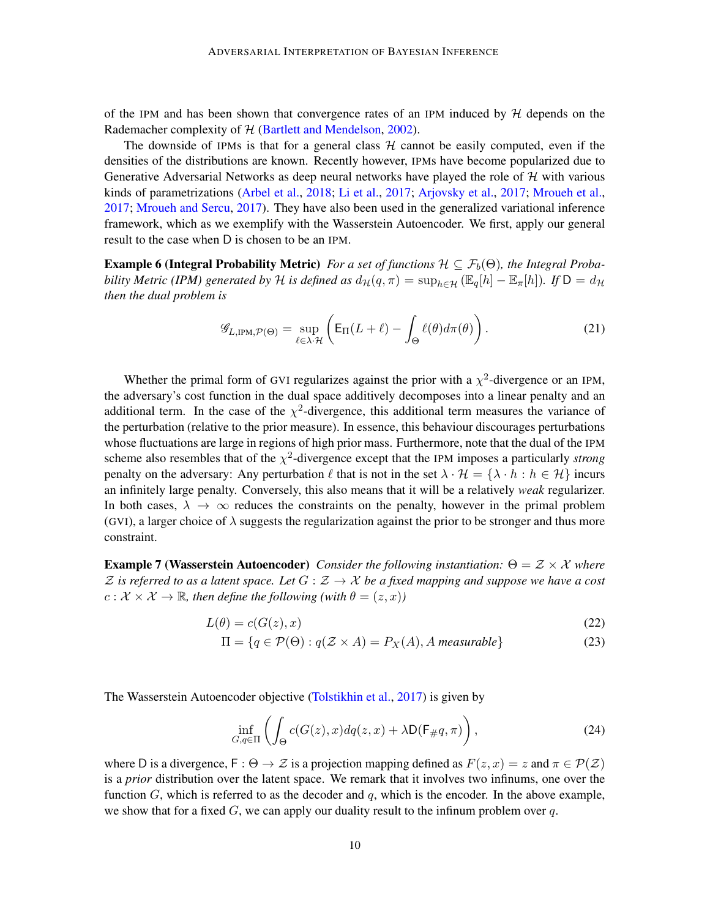of the IPM and has been shown that convergence rates of an IPM induced by $\mathcal{H}$ depends on the Rademacher complexity of $\mathcal{H}$ (Bartlett and Mendelson, 2002).

The downside of IPMs is that for a general class $\mathcal{H}$ cannot be easily computed, even if the densities of the distributions are known. Recently however, IPMs have become popularized due to Generative Adversarial Networks as deep neural networks have played the role of $\mathcal{H}$ with various kinds of parametrizations (Arbel et al., 2018; Li et al., 2017; Arjovsky et al., 2017; Mroueh et al., 2017; Mroueh and Sercu, 2017). They have also been used in the generalized variational inference framework, which as we exemplify with the Wasserstein Autoencoder. We first, apply our general result to the case when $\mathsf{D}$ is chosen to be an IPM.

**Example 6 (Integral Probability Metric)** *For a set of functions $\mathcal{H} \subseteq \mathcal{F}_b(\Theta)$, the Integral Probability Metric (IPM) generated by $\mathcal{H}$ is defined as $d_{\mathcal{H}}(q, \pi) = \sup_{h \in \mathcal{H}} \left(\mathbb{E}_q[h] - \mathbb{E}_\pi[h]\right)$. If $\mathsf{D} = d_{\mathcal{H}}$ then the dual problem is*

$$\mathscr{G}_{L,\mathrm{IPM},\mathcal{P}(\Theta)} = \sup_{\ell \in \lambda \cdot \mathcal{H}} \left( \mathsf{E}_\Pi(L + \ell) - \int_\Theta \ell(\theta) d\pi(\theta) \right). \tag{21}$$

Whether the primal form of GVI regularizes against the prior with a $\chi^2$-divergence or an IPM, the adversary's cost function in the dual space additively decomposes into a linear penalty and an additional term. In the case of the $\chi^2$-divergence, this additional term measures the variance of the perturbation (relative to the prior measure). In essence, this behaviour discourages perturbations whose fluctuations are large in regions of high prior mass. Furthermore, note that the dual of the IPM scheme also resembles that of the $\chi^2$-divergence except that the IPM imposes a particularly *strong* penalty on the adversary: Any perturbation $\ell$ that is not in the set $\lambda \cdot \mathcal{H} = \{\lambda \cdot h : h \in \mathcal{H}\}$ incurs an infinitely large penalty. Conversely, this also means that it will be a relatively *weak* regularizer. In both cases, $\lambda \to \infty$ reduces the constraints on the penalty, however in the primal problem (GVI), a larger choice of $\lambda$ suggests the regularization against the prior to be stronger and thus more constraint.

**Example 7 (Wasserstein Autoencoder)** *Consider the following instantiation: $\Theta = \mathcal{Z} \times \mathcal{X}$ where $\mathcal{Z}$ is referred to as a latent space. Let $G : \mathcal{Z} \to \mathcal{X}$ be a fixed mapping and suppose we have a cost $c : \mathcal{X} \times \mathcal{X} \to \mathbb{R}$, then define the following (with $\theta = (z, x)$)*

$$L(\theta) = c(G(z), x) \tag{22}$$

$$\Pi = \{q \in \mathcal{P}(\Theta) : q(\mathcal{Z} \times A) = P_X(A), A \text{ measurable}\} \tag{23}$$

The Wasserstein Autoencoder objective (Tolstikhin et al., 2017) is given by

$$\inf_{G, q \in \Pi} \left( \int_\Theta c(G(z), x) dq(z, x) + \lambda \mathsf{D}(\mathsf{F}_{\#} q, \pi) \right), \tag{24}$$

where $\mathsf{D}$ is a divergence, $\mathsf{F} : \Theta \to \mathcal{Z}$ is a projection mapping defined as $F(z, x) = z$ and $\pi \in \mathcal{P}(\mathcal{Z})$ is a *prior* distribution over the latent space. We remark that it involves two infinums, one over the function $G$, which is referred to as the decoder and $q$, which is the encoder. In the above example, we show that for a fixed $G$, we can apply our duality result to the infinum problem over $q$.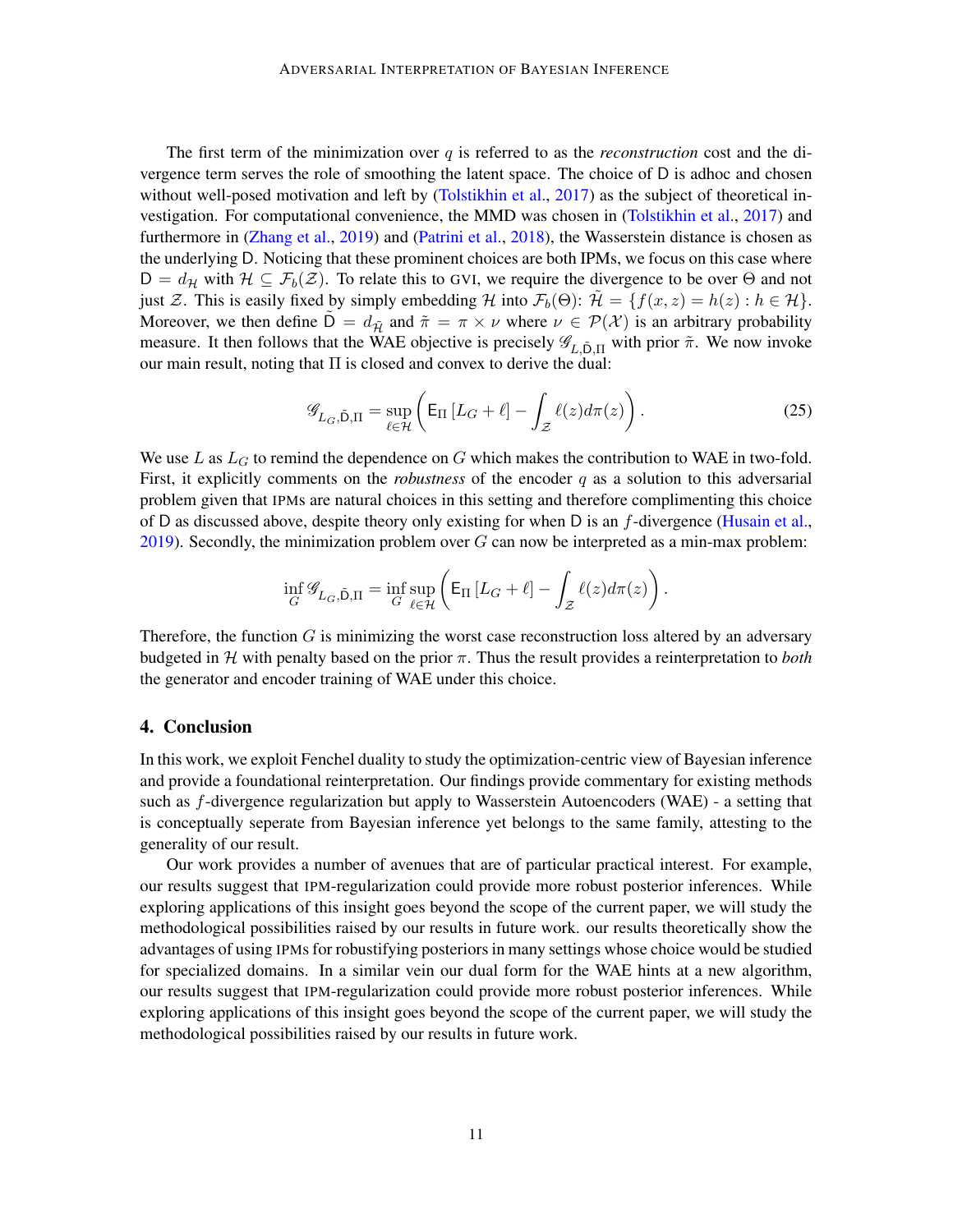The first term of the minimization over $q$ is referred to as the *reconstruction* cost and the divergence term serves the role of smoothing the latent space. The choice of $\mathsf{D}$ is adhoc and chosen without well-posed motivation and left by (Tolstikhin et al., 2017) as the subject of theoretical investigation. For computational convenience, the MMD was chosen in (Tolstikhin et al., 2017) and furthermore in (Zhang et al., 2019) and (Patrini et al., 2018), the Wasserstein distance is chosen as the underlying $\mathsf{D}$. Noticing that these prominent choices are both IPMs, we focus on this case where $\mathsf{D} = d_{\mathcal{H}}$ with $\mathcal{H} \subseteq \mathcal{F}_b(\mathcal{Z})$. To relate this to GVI, we require the divergence to be over $\Theta$ and not just $\mathcal{Z}$. This is easily fixed by simply embedding $\mathcal{H}$ into $\mathcal{F}_b(\Theta)$: $\tilde{\mathcal{H}} = \{f(x, z) = h(z) : h \in \mathcal{H}\}$. Moreover, we then define $\tilde{\mathsf{D}} = d_{\tilde{\mathcal{H}}}$ and $\tilde{\pi} = \pi \times \nu$ where $\nu \in \mathcal{P}(\mathcal{X})$ is an arbitrary probability measure. It then follows that the WAE objective is precisely $\mathscr{G}_{L,\tilde{\mathsf{D}},\Pi}$ with prior $\tilde{\pi}$. We now invoke our main result, noting that $\Pi$ is closed and convex to derive the dual:

$$
\mathscr{G}_{L_G,\tilde{\mathsf{D}},\Pi} = \sup_{\ell \in \mathcal{H}} \left( \mathsf{E}_{\Pi}\left[L_G + \ell\right] - \int_{\mathcal{Z}} \ell(z) d\pi(z) \right). \tag{25}
$$

We use $L$ as $L_G$ to remind the dependence on $G$ which makes the contribution to WAE in two-fold. First, it explicitly comments on the *robustness* of the encoder $q$ as a solution to this adversarial problem given that IPMs are natural choices in this setting and therefore complimenting this choice of $\mathsf{D}$ as discussed above, despite theory only existing for when $\mathsf{D}$ is an $f$-divergence (Husain et al., 2019). Secondly, the minimization problem over $G$ can now be interpreted as a min-max problem:

$$
\inf_{G} \mathscr{G}_{L_G,\tilde{\mathsf{D}},\Pi} = \inf_{G} \sup_{\ell \in \mathcal{H}} \left( \mathsf{E}_{\Pi}\left[L_G + \ell\right] - \int_{\mathcal{Z}} \ell(z) d\pi(z) \right).
$$

Therefore, the function $G$ is minimizing the worst case reconstruction loss altered by an adversary budgeted in $\mathcal{H}$ with penalty based on the prior $\pi$. Thus the result provides a reinterpretation to *both* the generator and encoder training of WAE under this choice.

## 4. Conclusion

In this work, we exploit Fenchel duality to study the optimization-centric view of Bayesian inference and provide a foundational reinterpretation. Our findings provide commentary for existing methods such as $f$-divergence regularization but apply to Wasserstein Autoencoders (WAE) - a setting that is conceptually seperate from Bayesian inference yet belongs to the same family, attesting to the generality of our result.

Our work provides a number of avenues that are of particular practical interest. For example, our results suggest that IPM-regularization could provide more robust posterior inferences. While exploring applications of this insight goes beyond the scope of the current paper, we will study the methodological possibilities raised by our results in future work. our results theoretically show the advantages of using IPMs for robustifying posteriors in many settings whose choice would be studied for specialized domains. In a similar vein our dual form for the WAE hints at a new algorithm, our results suggest that IPM-regularization could provide more robust posterior inferences. While exploring applications of this insight goes beyond the scope of the current paper, we will study the methodological possibilities raised by our results in future work.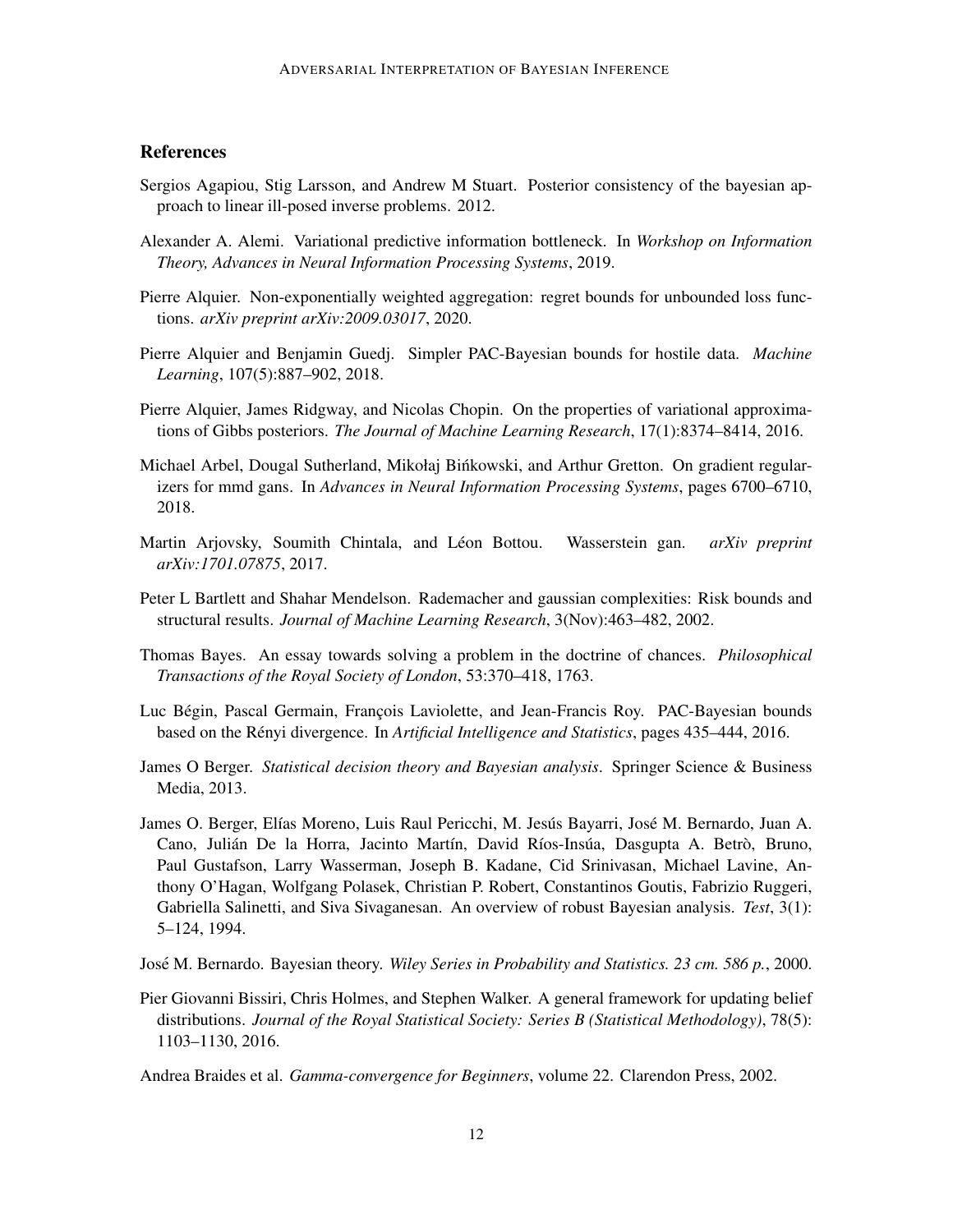## References

Sergios Agapiou, Stig Larsson, and Andrew M Stuart. Posterior consistency of the bayesian approach to linear ill-posed inverse problems. 2012.

Alexander A. Alemi. Variational predictive information bottleneck. In *Workshop on Information Theory, Advances in Neural Information Processing Systems*, 2019.

Pierre Alquier. Non-exponentially weighted aggregation: regret bounds for unbounded loss functions. *arXiv preprint arXiv:2009.03017*, 2020.

Pierre Alquier and Benjamin Guedj. Simpler PAC-Bayesian bounds for hostile data. *Machine Learning*, 107(5):887–902, 2018.

Pierre Alquier, James Ridgway, and Nicolas Chopin. On the properties of variational approximations of Gibbs posteriors. *The Journal of Machine Learning Research*, 17(1):8374–8414, 2016.

Michael Arbel, Dougal Sutherland, Mikołaj Bińkowski, and Arthur Gretton. On gradient regularizers for mmd gans. In *Advances in Neural Information Processing Systems*, pages 6700–6710, 2018.

Martin Arjovsky, Soumith Chintala, and Léon Bottou. Wasserstein gan. *arXiv preprint arXiv:1701.07875*, 2017.

Peter L Bartlett and Shahar Mendelson. Rademacher and gaussian complexities: Risk bounds and structural results. *Journal of Machine Learning Research*, 3(Nov):463–482, 2002.

Thomas Bayes. An essay towards solving a problem in the doctrine of chances. *Philosophical Transactions of the Royal Society of London*, 53:370–418, 1763.

Luc Bégin, Pascal Germain, François Laviolette, and Jean-Francis Roy. PAC-Bayesian bounds based on the Rényi divergence. In *Artificial Intelligence and Statistics*, pages 435–444, 2016.

James O Berger. *Statistical decision theory and Bayesian analysis*. Springer Science & Business Media, 2013.

James O. Berger, Elías Moreno, Luis Raul Pericchi, M. Jesús Bayarri, José M. Bernardo, Juan A. Cano, Julián De la Horra, Jacinto Martín, David Ríos-Insúa, Dasgupta A. Betrò, Bruno, Paul Gustafson, Larry Wasserman, Joseph B. Kadane, Cid Srinivasan, Michael Lavine, Anthony O'Hagan, Wolfgang Polasek, Christian P. Robert, Constantinos Goutis, Fabrizio Ruggeri, Gabriella Salinetti, and Siva Sivaganesan. An overview of robust Bayesian analysis. *Test*, 3(1): 5–124, 1994.

José M. Bernardo. Bayesian theory. *Wiley Series in Probability and Statistics. 23 cm. 586 p.*, 2000.

Pier Giovanni Bissiri, Chris Holmes, and Stephen Walker. A general framework for updating belief distributions. *Journal of the Royal Statistical Society: Series B (Statistical Methodology)*, 78(5): 1103–1130, 2016.

Andrea Braides et al. *Gamma-convergence for Beginners*, volume 22. Clarendon Press, 2002.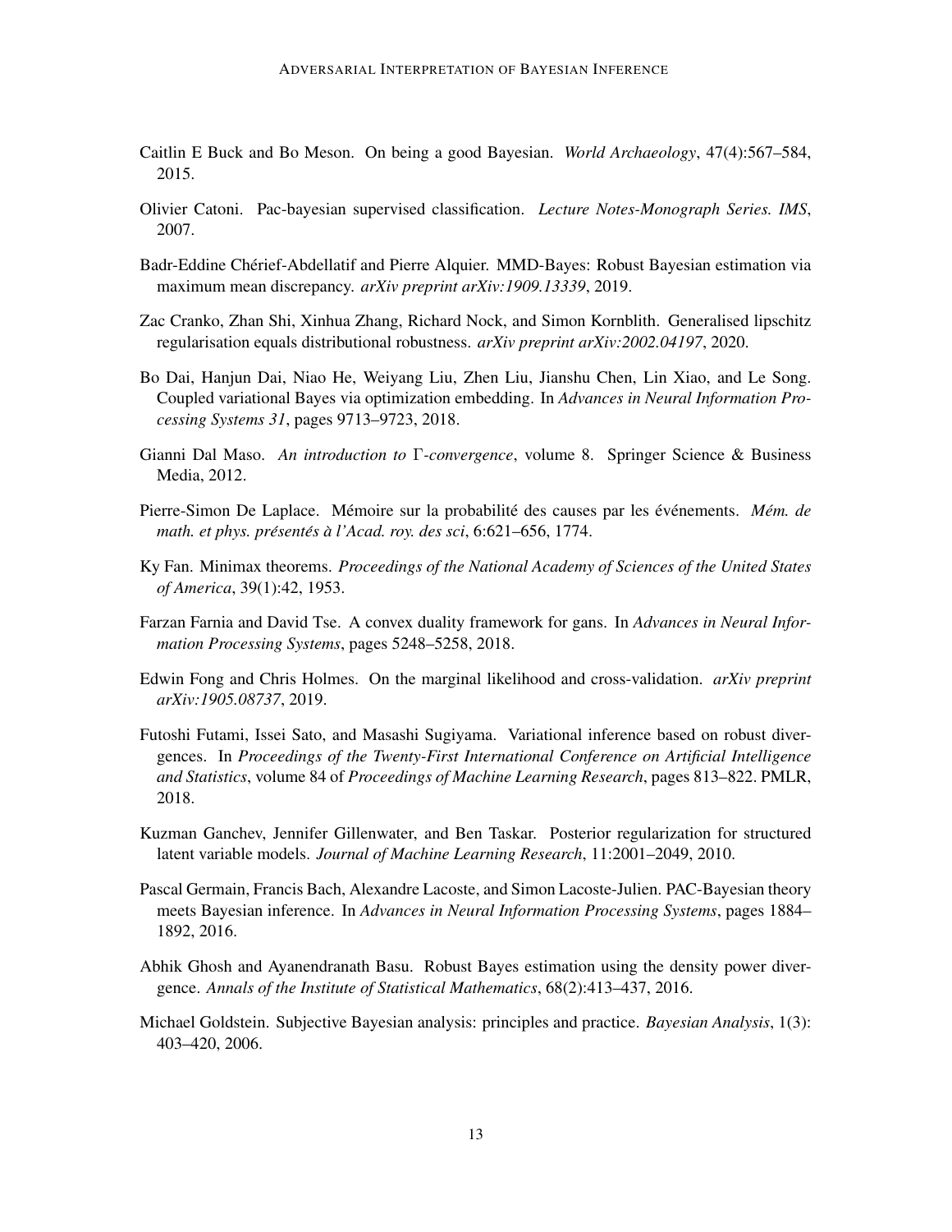Caitlin E Buck and Bo Meson. On being a good Bayesian. *World Archaeology*, 47(4):567–584, 2015.

Olivier Catoni. Pac-bayesian supervised classification. *Lecture Notes-Monograph Series. IMS*, 2007.

Badr-Eddine Chérief-Abdellatif and Pierre Alquier. MMD-Bayes: Robust Bayesian estimation via maximum mean discrepancy. *arXiv preprint arXiv:1909.13339*, 2019.

Zac Cranko, Zhan Shi, Xinhua Zhang, Richard Nock, and Simon Kornblith. Generalised lipschitz regularisation equals distributional robustness. *arXiv preprint arXiv:2002.04197*, 2020.

Bo Dai, Hanjun Dai, Niao He, Weiyang Liu, Zhen Liu, Jianshu Chen, Lin Xiao, and Le Song. Coupled variational Bayes via optimization embedding. In *Advances in Neural Information Processing Systems 31*, pages 9713–9723, 2018.

Gianni Dal Maso. *An introduction to* $\Gamma$*-convergence*, volume 8. Springer Science & Business Media, 2012.

Pierre-Simon De Laplace. Mémoire sur la probabilité des causes par les événements. *Mém. de math. et phys. présentés à l'Acad. roy. des sci*, 6:621–656, 1774.

Ky Fan. Minimax theorems. *Proceedings of the National Academy of Sciences of the United States of America*, 39(1):42, 1953.

Farzan Farnia and David Tse. A convex duality framework for gans. In *Advances in Neural Information Processing Systems*, pages 5248–5258, 2018.

Edwin Fong and Chris Holmes. On the marginal likelihood and cross-validation. *arXiv preprint arXiv:1905.08737*, 2019.

Futoshi Futami, Issei Sato, and Masashi Sugiyama. Variational inference based on robust divergences. In *Proceedings of the Twenty-First International Conference on Artificial Intelligence and Statistics*, volume 84 of *Proceedings of Machine Learning Research*, pages 813–822. PMLR, 2018.

Kuzman Ganchev, Jennifer Gillenwater, and Ben Taskar. Posterior regularization for structured latent variable models. *Journal of Machine Learning Research*, 11:2001–2049, 2010.

Pascal Germain, Francis Bach, Alexandre Lacoste, and Simon Lacoste-Julien. PAC-Bayesian theory meets Bayesian inference. In *Advances in Neural Information Processing Systems*, pages 1884–1892, 2016.

Abhik Ghosh and Ayanendranath Basu. Robust Bayes estimation using the density power divergence. *Annals of the Institute of Statistical Mathematics*, 68(2):413–437, 2016.

Michael Goldstein. Subjective Bayesian analysis: principles and practice. *Bayesian Analysis*, 1(3): 403–420, 2006.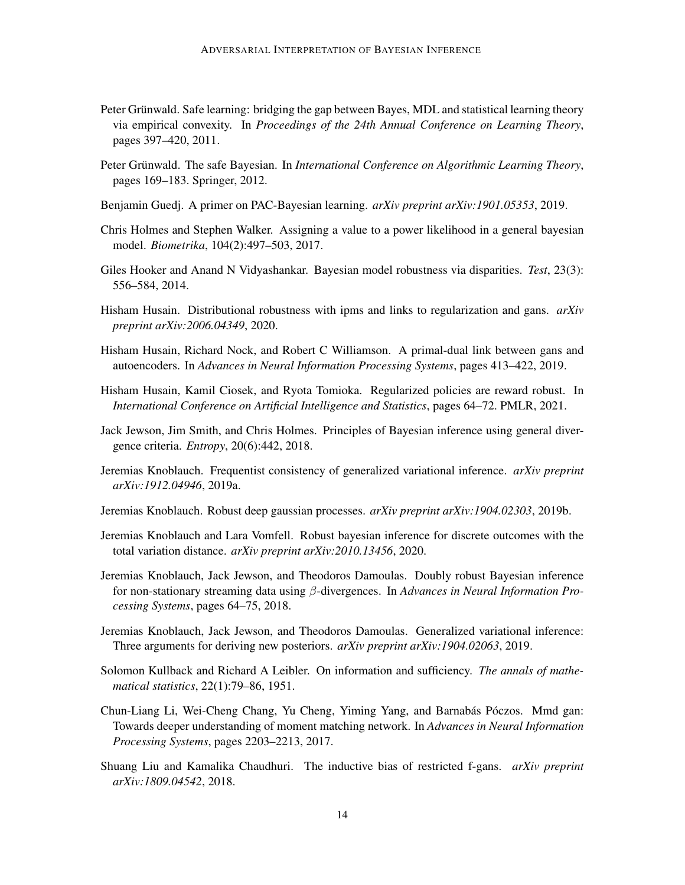Peter Grünwald. Safe learning: bridging the gap between Bayes, MDL and statistical learning theory via empirical convexity. In *Proceedings of the 24th Annual Conference on Learning Theory*, pages 397–420, 2011.

Peter Grünwald. The safe Bayesian. In *International Conference on Algorithmic Learning Theory*, pages 169–183. Springer, 2012.

Benjamin Guedj. A primer on PAC-Bayesian learning. *arXiv preprint arXiv:1901.05353*, 2019.

Chris Holmes and Stephen Walker. Assigning a value to a power likelihood in a general bayesian model. *Biometrika*, 104(2):497–503, 2017.

Giles Hooker and Anand N Vidyashankar. Bayesian model robustness via disparities. *Test*, 23(3): 556–584, 2014.

Hisham Husain. Distributional robustness with ipms and links to regularization and gans. *arXiv preprint arXiv:2006.04349*, 2020.

Hisham Husain, Richard Nock, and Robert C Williamson. A primal-dual link between gans and autoencoders. In *Advances in Neural Information Processing Systems*, pages 413–422, 2019.

Hisham Husain, Kamil Ciosek, and Ryota Tomioka. Regularized policies are reward robust. In *International Conference on Artificial Intelligence and Statistics*, pages 64–72. PMLR, 2021.

Jack Jewson, Jim Smith, and Chris Holmes. Principles of Bayesian inference using general divergence criteria. *Entropy*, 20(6):442, 2018.

Jeremias Knoblauch. Frequentist consistency of generalized variational inference. *arXiv preprint arXiv:1912.04946*, 2019a.

Jeremias Knoblauch. Robust deep gaussian processes. *arXiv preprint arXiv:1904.02303*, 2019b.

Jeremias Knoblauch and Lara Vomfell. Robust bayesian inference for discrete outcomes with the total variation distance. *arXiv preprint arXiv:2010.13456*, 2020.

Jeremias Knoblauch, Jack Jewson, and Theodoros Damoulas. Doubly robust Bayesian inference for non-stationary streaming data using $\beta$-divergences. In *Advances in Neural Information Processing Systems*, pages 64–75, 2018.

Jeremias Knoblauch, Jack Jewson, and Theodoros Damoulas. Generalized variational inference: Three arguments for deriving new posteriors. *arXiv preprint arXiv:1904.02063*, 2019.

Solomon Kullback and Richard A Leibler. On information and sufficiency. *The annals of mathematical statistics*, 22(1):79–86, 1951.

Chun-Liang Li, Wei-Cheng Chang, Yu Cheng, Yiming Yang, and Barnabás Póczos. Mmd gan: Towards deeper understanding of moment matching network. In *Advances in Neural Information Processing Systems*, pages 2203–2213, 2017.

Shuang Liu and Kamalika Chaudhuri. The inductive bias of restricted f-gans. *arXiv preprint arXiv:1809.04542*, 2018.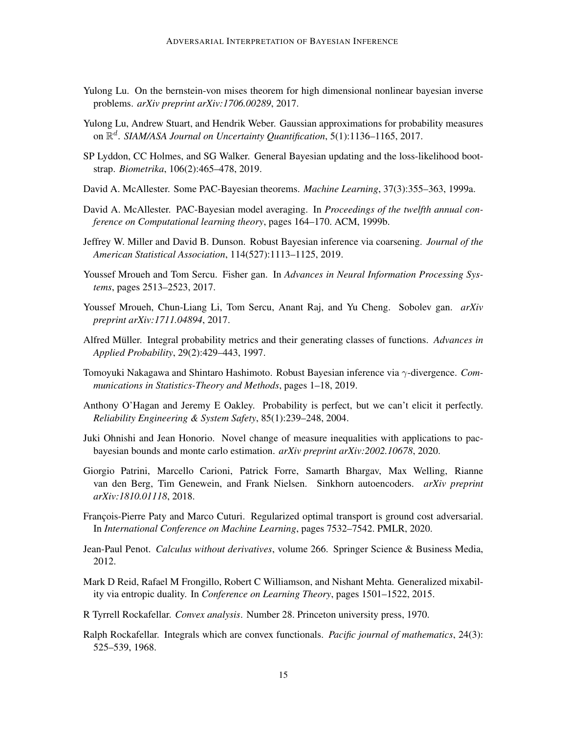Yulong Lu. On the bernstein-von mises theorem for high dimensional nonlinear bayesian inverse problems. *arXiv preprint arXiv:1706.00289*, 2017.

Yulong Lu, Andrew Stuart, and Hendrik Weber. Gaussian approximations for probability measures on $\mathbb{R}^d$. *SIAM/ASA Journal on Uncertainty Quantification*, 5(1):1136–1165, 2017.

SP Lyddon, CC Holmes, and SG Walker. General Bayesian updating and the loss-likelihood bootstrap. *Biometrika*, 106(2):465–478, 2019.

David A. McAllester. Some PAC-Bayesian theorems. *Machine Learning*, 37(3):355–363, 1999a.

David A. McAllester. PAC-Bayesian model averaging. In *Proceedings of the twelfth annual conference on Computational learning theory*, pages 164–170. ACM, 1999b.

Jeffrey W. Miller and David B. Dunson. Robust Bayesian inference via coarsening. *Journal of the American Statistical Association*, 114(527):1113–1125, 2019.

Youssef Mroueh and Tom Sercu. Fisher gan. In *Advances in Neural Information Processing Systems*, pages 2513–2523, 2017.

Youssef Mroueh, Chun-Liang Li, Tom Sercu, Anant Raj, and Yu Cheng. Sobolev gan. *arXiv preprint arXiv:1711.04894*, 2017.

Alfred Müller. Integral probability metrics and their generating classes of functions. *Advances in Applied Probability*, 29(2):429–443, 1997.

Tomoyuki Nakagawa and Shintaro Hashimoto. Robust Bayesian inference via $\gamma$-divergence. *Communications in Statistics-Theory and Methods*, pages 1–18, 2019.

Anthony O'Hagan and Jeremy E Oakley. Probability is perfect, but we can't elicit it perfectly. *Reliability Engineering & System Safety*, 85(1):239–248, 2004.

Juki Ohnishi and Jean Honorio. Novel change of measure inequalities with applications to pac-bayesian bounds and monte carlo estimation. *arXiv preprint arXiv:2002.10678*, 2020.

Giorgio Patrini, Marcello Carioni, Patrick Forre, Samarth Bhargav, Max Welling, Rianne van den Berg, Tim Genewein, and Frank Nielsen. Sinkhorn autoencoders. *arXiv preprint arXiv:1810.01118*, 2018.

François-Pierre Paty and Marco Cuturi. Regularized optimal transport is ground cost adversarial. In *International Conference on Machine Learning*, pages 7532–7542. PMLR, 2020.

Jean-Paul Penot. *Calculus without derivatives*, volume 266. Springer Science & Business Media, 2012.

Mark D Reid, Rafael M Frongillo, Robert C Williamson, and Nishant Mehta. Generalized mixability via entropic duality. In *Conference on Learning Theory*, pages 1501–1522, 2015.

R Tyrrell Rockafellar. *Convex analysis*. Number 28. Princeton university press, 1970.

Ralph Rockafellar. Integrals which are convex functionals. *Pacific journal of mathematics*, 24(3): 525–539, 1968.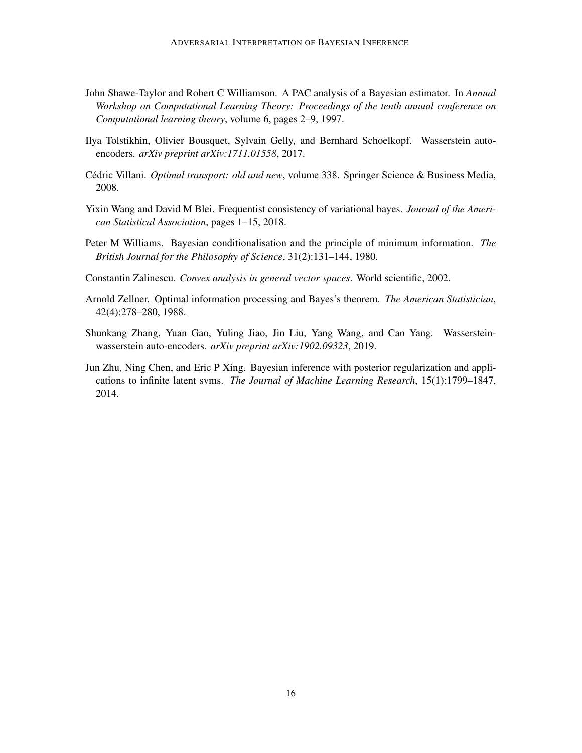John Shawe-Taylor and Robert C Williamson. A PAC analysis of a Bayesian estimator. In *Annual Workshop on Computational Learning Theory: Proceedings of the tenth annual conference on Computational learning theory*, volume 6, pages 2–9, 1997.

Ilya Tolstikhin, Olivier Bousquet, Sylvain Gelly, and Bernhard Schoelkopf. Wasserstein auto-encoders. *arXiv preprint arXiv:1711.01558*, 2017.

Cédric Villani. *Optimal transport: old and new*, volume 338. Springer Science & Business Media, 2008.

Yixin Wang and David M Blei. Frequentist consistency of variational bayes. *Journal of the American Statistical Association*, pages 1–15, 2018.

Peter M Williams. Bayesian conditionalisation and the principle of minimum information. *The British Journal for the Philosophy of Science*, 31(2):131–144, 1980.

Constantin Zalinescu. *Convex analysis in general vector spaces*. World scientific, 2002.

Arnold Zellner. Optimal information processing and Bayes's theorem. *The American Statistician*, 42(4):278–280, 1988.

Shunkang Zhang, Yuan Gao, Yuling Jiao, Jin Liu, Yang Wang, and Can Yang. Wasserstein-wasserstein auto-encoders. *arXiv preprint arXiv:1902.09323*, 2019.

Jun Zhu, Ning Chen, and Eric P Xing. Bayesian inference with posterior regularization and applications to infinite latent svms. *The Journal of Machine Learning Research*, 15(1):1799–1847, 2014.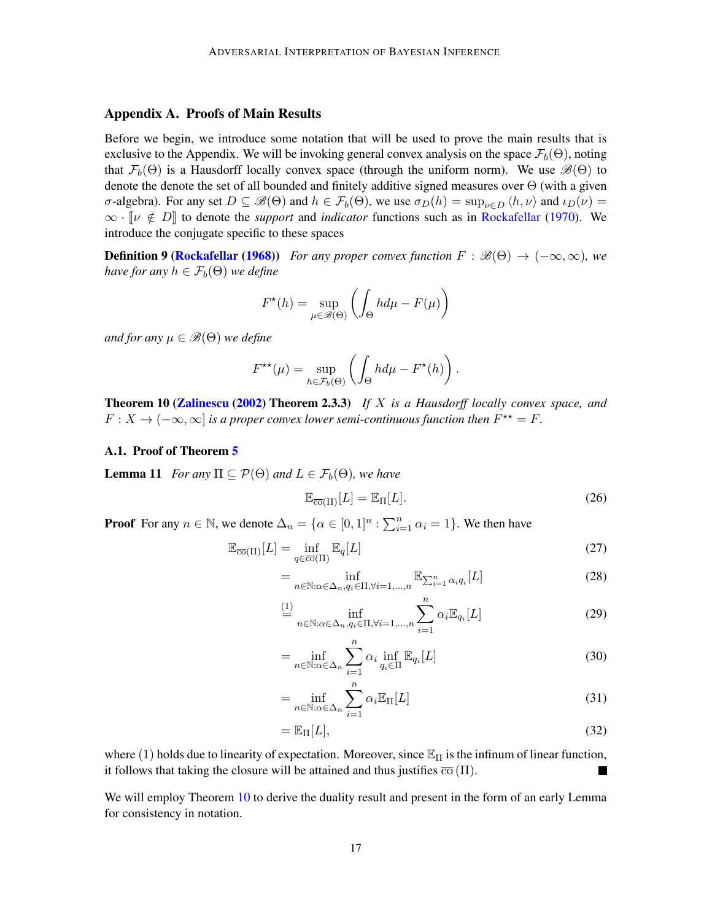## Appendix A. Proofs of Main Results

Before we begin, we introduce some notation that will be used to prove the main results that is exclusive to the Appendix. We will be invoking general convex analysis on the space $\mathcal{F}_b(\Theta)$, noting that $\mathcal{F}_b(\Theta)$ is a Hausdorff locally convex space (through the uniform norm). We use $\mathscr{B}(\Theta)$ to denote the denote the set of all bounded and finitely additive signed measures over $\Theta$ (with a given $\sigma$-algebra). For any set $D \subseteq \mathscr{B}(\Theta)$ and $h \in \mathcal{F}_b(\Theta)$, we use $\sigma_D(h) = \sup_{\nu \in D} \langle h, \nu \rangle$ and $\iota_D(\nu) = \infty \cdot [\![\nu \notin D]\!]$ to denote the *support* and *indicator* functions such as in Rockafellar (1970). We introduce the conjugate specific to these spaces

**Definition 9 (Rockafellar (1968))** *For any proper convex function $F : \mathscr{B}(\Theta) \to (-\infty, \infty)$, we have for any $h \in \mathcal{F}_b(\Theta)$ we define*

$$F^\star(h) = \sup_{\mu \in \mathscr{B}(\Theta)} \left( \int_\Theta h d\mu - F(\mu) \right)$$

*and for any $\mu \in \mathscr{B}(\Theta)$ we define*

$$F^{\star\star}(\mu) = \sup_{h \in \mathcal{F}_b(\Theta)} \left( \int_\Theta h d\mu - F^\star(h) \right).$$

**Theorem 10 (Zalinescu (2002) Theorem 2.3.3)** *If $X$ is a Hausdorff locally convex space, and $F : X \to (-\infty, \infty]$ is a proper convex lower semi-continuous function then $F^{\star\star} = F$.*

### A.1. Proof of Theorem 5

**Lemma 11** *For any $\Pi \subseteq \mathcal{P}(\Theta)$ and $L \in \mathcal{F}_b(\Theta)$, we have*

$$\mathbb{E}_{\overline{\text{co}}(\Pi)}[L] = \mathbb{E}_\Pi[L]. \tag{26}$$

**Proof** For any $n \in \mathbb{N}$, we denote $\Delta_n = \{\alpha \in [0,1]^n : \sum_{i=1}^n \alpha_i = 1\}$. We then have

$$\begin{aligned}
\mathbb{E}_{\overline{\text{co}}(\Pi)}[L] &= \inf_{q \in \overline{\text{co}}(\Pi)} \mathbb{E}_q[L] && (27)\\
&= \inf_{n \in \mathbb{N}: \alpha \in \Delta_n, q_i \in \Pi, \forall i = 1, \ldots, n} \mathbb{E}_{\sum_{i=1}^n \alpha_i q_i}[L] && (28)\\
&\overset{(1)}{=} \inf_{n \in \mathbb{N}: \alpha \in \Delta_n, q_i \in \Pi, \forall i = 1, \ldots, n} \sum_{i=1}^n \alpha_i \mathbb{E}_{q_i}[L] && (29)\\
&= \inf_{n \in \mathbb{N}: \alpha \in \Delta_n} \sum_{i=1}^n \alpha_i \inf_{q_i \in \Pi} \mathbb{E}_{q_i}[L] && (30)\\
&= \inf_{n \in \mathbb{N}: \alpha \in \Delta_n} \sum_{i=1}^n \alpha_i \mathbb{E}_\Pi[L] && (31)\\
&= \mathbb{E}_\Pi[L], && (32)
\end{aligned}$$

where (1) holds due to linearity of expectation. Moreover, since $\mathbb{E}_\Pi$ is the infinum of linear function, it follows that taking the closure will be attained and thus justifies $\overline{\text{co}}(\Pi)$. ■

We will employ Theorem 10 to derive the duality result and present in the form of an early Lemma for consistency in notation.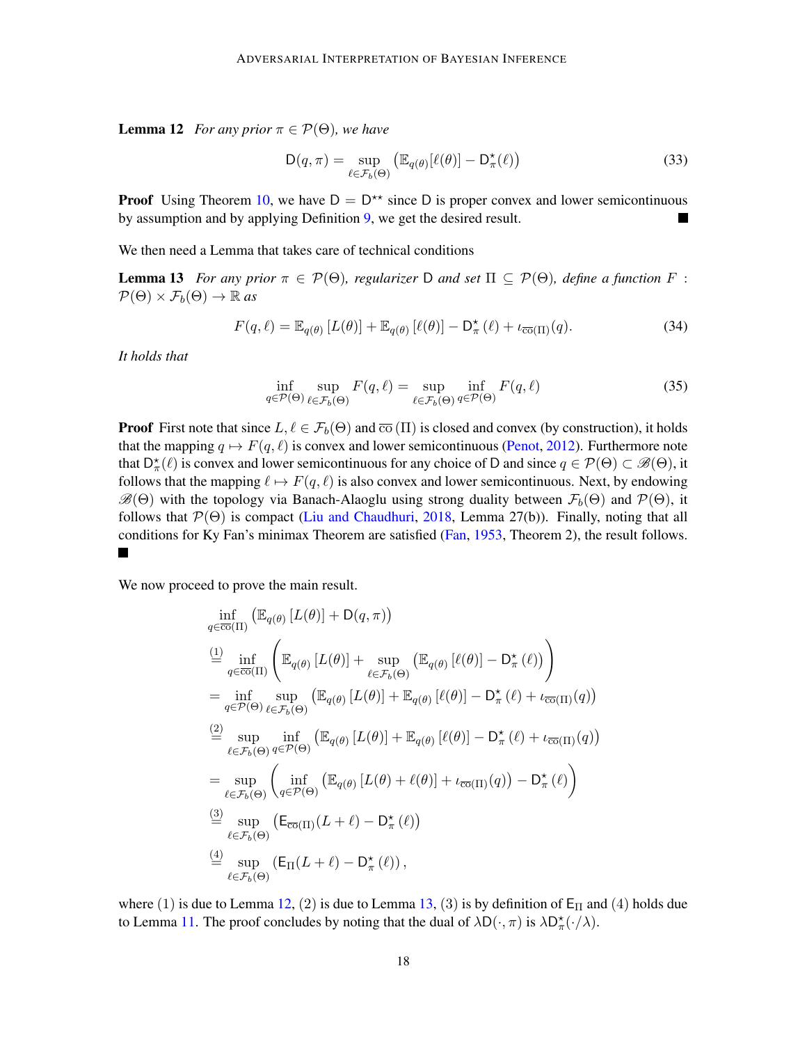**Lemma 12** *For any prior $\pi \in \mathcal{P}(\Theta)$, we have*

$$\mathsf{D}(q, \pi) = \sup_{\ell \in \mathcal{F}_b(\Theta)} \left( \mathbb{E}_{q(\theta)}[\ell(\theta)] - \mathsf{D}^\star_\pi(\ell) \right) \tag{33}$$

**Proof** Using Theorem 10, we have $\mathsf{D} = \mathsf{D}^{\star\star}$ since $\mathsf{D}$ is proper convex and lower semicontinuous by assumption and by applying Definition 9, we get the desired result. ■

We then need a Lemma that takes care of technical conditions

**Lemma 13** *For any prior $\pi \in \mathcal{P}(\Theta)$, regularizer $\mathsf{D}$ and set $\Pi \subseteq \mathcal{P}(\Theta)$, define a function $F : \mathcal{P}(\Theta) \times \mathcal{F}_b(\Theta) \to \mathbb{R}$ as*

$$F(q, \ell) = \mathbb{E}_{q(\theta)}\left[L(\theta)\right] + \mathbb{E}_{q(\theta)}\left[\ell(\theta)\right] - \mathsf{D}^\star_\pi\left(\ell\right) + \iota_{\overline{\mathrm{co}}(\Pi)}(q). \tag{34}$$

*It holds that*

$$\inf_{q \in \mathcal{P}(\Theta)} \sup_{\ell \in \mathcal{F}_b(\Theta)} F(q, \ell) = \sup_{\ell \in \mathcal{F}_b(\Theta)} \inf_{q \in \mathcal{P}(\Theta)} F(q, \ell) \tag{35}$$

**Proof** First note that since $L, \ell \in \mathcal{F}_b(\Theta)$ and $\overline{\mathrm{co}}\left(\Pi\right)$ is closed and convex (by construction), it holds that the mapping $q \mapsto F(q, \ell)$ is convex and lower semicontinuous (Penot, 2012). Furthermore note that $\mathsf{D}^\star_\pi(\ell)$ is convex and lower semicontinuous for any choice of $\mathsf{D}$ and since $q \in \mathcal{P}(\Theta) \subset \mathscr{B}(\Theta)$, it follows that the mapping $\ell \mapsto F(q, \ell)$ is also convex and lower semicontinuous. Next, by endowing $\mathscr{B}(\Theta)$ with the topology via Banach-Alaoglu using strong duality between $\mathcal{F}_b(\Theta)$ and $\mathcal{P}(\Theta)$, it follows that $\mathcal{P}(\Theta)$ is compact (Liu and Chaudhuri, 2018, Lemma 27(b)). Finally, noting that all conditions for Ky Fan's minimax Theorem are satisfied (Fan, 1953, Theorem 2), the result follows. ■

We now proceed to prove the main result.

$$\begin{aligned}
&\inf_{q \in \overline{\mathrm{co}}(\Pi)} \left( \mathbb{E}_{q(\theta)}\left[L(\theta)\right] + \mathsf{D}(q, \pi) \right) \\
&\overset{(1)}{=} \inf_{q \in \overline{\mathrm{co}}(\Pi)} \left( \mathbb{E}_{q(\theta)}\left[L(\theta)\right] + \sup_{\ell \in \mathcal{F}_b(\Theta)} \left( \mathbb{E}_{q(\theta)}\left[\ell(\theta)\right] - \mathsf{D}^\star_\pi\left(\ell\right) \right) \right) \\
&= \inf_{q \in \mathcal{P}(\Theta)} \sup_{\ell \in \mathcal{F}_b(\Theta)} \left( \mathbb{E}_{q(\theta)}\left[L(\theta)\right] + \mathbb{E}_{q(\theta)}\left[\ell(\theta)\right] - \mathsf{D}^\star_\pi\left(\ell\right) + \iota_{\overline{\mathrm{co}}(\Pi)}(q) \right) \\
&\overset{(2)}{=} \sup_{\ell \in \mathcal{F}_b(\Theta)} \inf_{q \in \mathcal{P}(\Theta)} \left( \mathbb{E}_{q(\theta)}\left[L(\theta)\right] + \mathbb{E}_{q(\theta)}\left[\ell(\theta)\right] - \mathsf{D}^\star_\pi\left(\ell\right) + \iota_{\overline{\mathrm{co}}(\Pi)}(q) \right) \\
&= \sup_{\ell \in \mathcal{F}_b(\Theta)} \left( \inf_{q \in \mathcal{P}(\Theta)} \left( \mathbb{E}_{q(\theta)}\left[L(\theta) + \ell(\theta)\right] + \iota_{\overline{\mathrm{co}}(\Pi)}(q) \right) - \mathsf{D}^\star_\pi\left(\ell\right) \right) \\
&\overset{(3)}{=} \sup_{\ell \in \mathcal{F}_b(\Theta)} \left( \mathsf{E}_{\overline{\mathrm{co}}(\Pi)}(L + \ell) - \mathsf{D}^\star_\pi\left(\ell\right) \right) \\
&\overset{(4)}{=} \sup_{\ell \in \mathcal{F}_b(\Theta)} \left( \mathsf{E}_{\Pi}(L + \ell) - \mathsf{D}^\star_\pi\left(\ell\right) \right),
\end{aligned}$$

where (1) is due to Lemma 12, (2) is due to Lemma 13, (3) is by definition of $\mathsf{E}_\Pi$ and (4) holds due to Lemma 11. The proof concludes by noting that the dual of $\lambda\mathsf{D}(\cdot, \pi)$ is $\lambda\mathsf{D}^\star_\pi(\cdot/\lambda)$.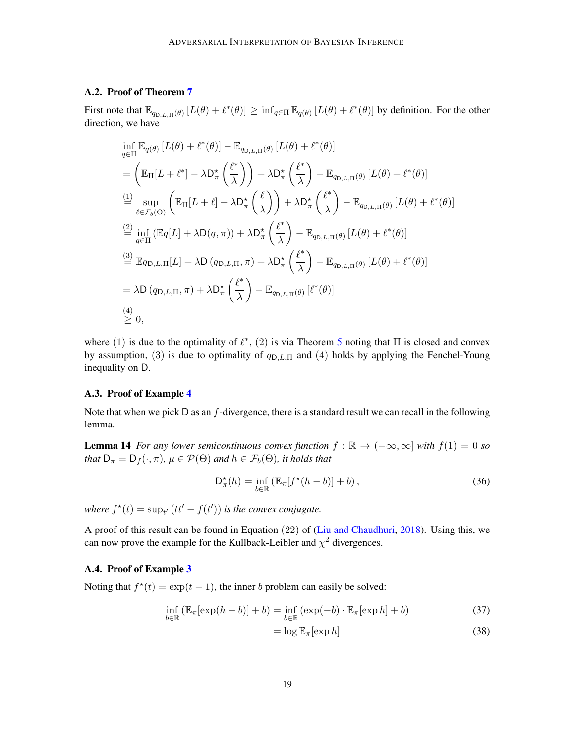### A.2. Proof of Theorem 7

First note that $\mathbb{E}_{q_{\mathsf{D},L,\Pi}(\theta)}\left[L(\theta)+\ell^*(\theta)\right] \geq \inf_{q\in\Pi} \mathbb{E}_{q(\theta)}\left[L(\theta)+\ell^*(\theta)\right]$ by definition. For the other direction, we have

$$
\begin{aligned}
&\inf_{q\in\Pi} \mathbb{E}_{q(\theta)}\left[L(\theta)+\ell^*(\theta)\right] - \mathbb{E}_{q_{\mathsf{D},L,\Pi}(\theta)}\left[L(\theta)+\ell^*(\theta)\right] \\
&= \left(\mathbb{E}_{\Pi}[L+\ell^*] - \lambda \mathsf{D}^\star_\pi\left(\frac{\ell^*}{\lambda}\right)\right) + \lambda \mathsf{D}^\star_\pi\left(\frac{\ell^*}{\lambda}\right) - \mathbb{E}_{q_{\mathsf{D},L,\Pi}(\theta)}\left[L(\theta)+\ell^*(\theta)\right] \\
&\overset{(1)}{=} \sup_{\ell\in\mathcal{F}_b(\Theta)} \left(\mathbb{E}_{\Pi}[L+\ell] - \lambda \mathsf{D}^\star_\pi\left(\frac{\ell}{\lambda}\right)\right) + \lambda \mathsf{D}^\star_\pi\left(\frac{\ell^*}{\lambda}\right) - \mathbb{E}_{q_{\mathsf{D},L,\Pi}(\theta)}\left[L(\theta)+\ell^*(\theta)\right] \\
&\overset{(2)}{=} \inf_{q\in\Pi}\left(\mathbb{E}q[L] + \lambda \mathsf{D}(q,\pi)\right) + \lambda \mathsf{D}^\star_\pi\left(\frac{\ell^*}{\lambda}\right) - \mathbb{E}_{q_{\mathsf{D},L,\Pi}(\theta)}\left[L(\theta)+\ell^*(\theta)\right] \\
&\overset{(3)}{=} \mathbb{E}q_{\mathsf{D},L,\Pi}[L] + \lambda \mathsf{D}\left(q_{\mathsf{D},L,\Pi},\pi\right) + \lambda \mathsf{D}^\star_\pi\left(\frac{\ell^*}{\lambda}\right) - \mathbb{E}_{q_{\mathsf{D},L,\Pi}(\theta)}\left[L(\theta)+\ell^*(\theta)\right] \\
&= \lambda \mathsf{D}\left(q_{\mathsf{D},L,\Pi},\pi\right) + \lambda \mathsf{D}^\star_\pi\left(\frac{\ell^*}{\lambda}\right) - \mathbb{E}_{q_{\mathsf{D},L,\Pi}(\theta)}\left[\ell^*(\theta)\right] \\
&\overset{(4)}{\geq} 0,
\end{aligned}
$$

where $(1)$ is due to the optimality of $\ell^*$, $(2)$ is via Theorem 5 noting that $\Pi$ is closed and convex by assumption, $(3)$ is due to optimality of $q_{\mathsf{D},L,\Pi}$ and $(4)$ holds by applying the Fenchel-Young inequality on $\mathsf{D}$.

### A.3. Proof of Example 4

Note that when we pick $\mathsf{D}$ as an $f$-divergence, there is a standard result we can recall in the following lemma.

**Lemma 14** *For any lower semicontinuous convex function $f : \mathbb{R} \to (-\infty, \infty]$ with $f(1) = 0$ so that $\mathsf{D}_\pi = \mathsf{D}_f(\cdot, \pi)$, $\mu \in \mathcal{P}(\Theta)$ and $h \in \mathcal{F}_b(\Theta)$, it holds that*

$$
\mathsf{D}^\star_\pi(h) = \inf_{b\in\mathbb{R}} \left(\mathbb{E}_\pi[f^\star(h-b)] + b\right), \tag{36}
$$

*where $f^\star(t) = \sup_{t'}(tt' - f(t'))$ is the convex conjugate.*

A proof of this result can be found in Equation (22) of (Liu and Chaudhuri, 2018). Using this, we can now prove the example for the Kullback-Leibler and $\chi^2$ divergences.

### A.4. Proof of Example 3

Noting that $f^\star(t) = \exp(t-1)$, the inner $b$ problem can easily be solved:

$$
\begin{aligned}
\inf_{b\in\mathbb{R}} \left(\mathbb{E}_\pi[\exp(h-b)] + b\right) &= \inf_{b\in\mathbb{R}} \left(\exp(-b)\cdot\mathbb{E}_\pi[\exp h] + b\right) &\quad (37)\\
&= \log \mathbb{E}_\pi[\exp h] &\quad (38)
\end{aligned}
$$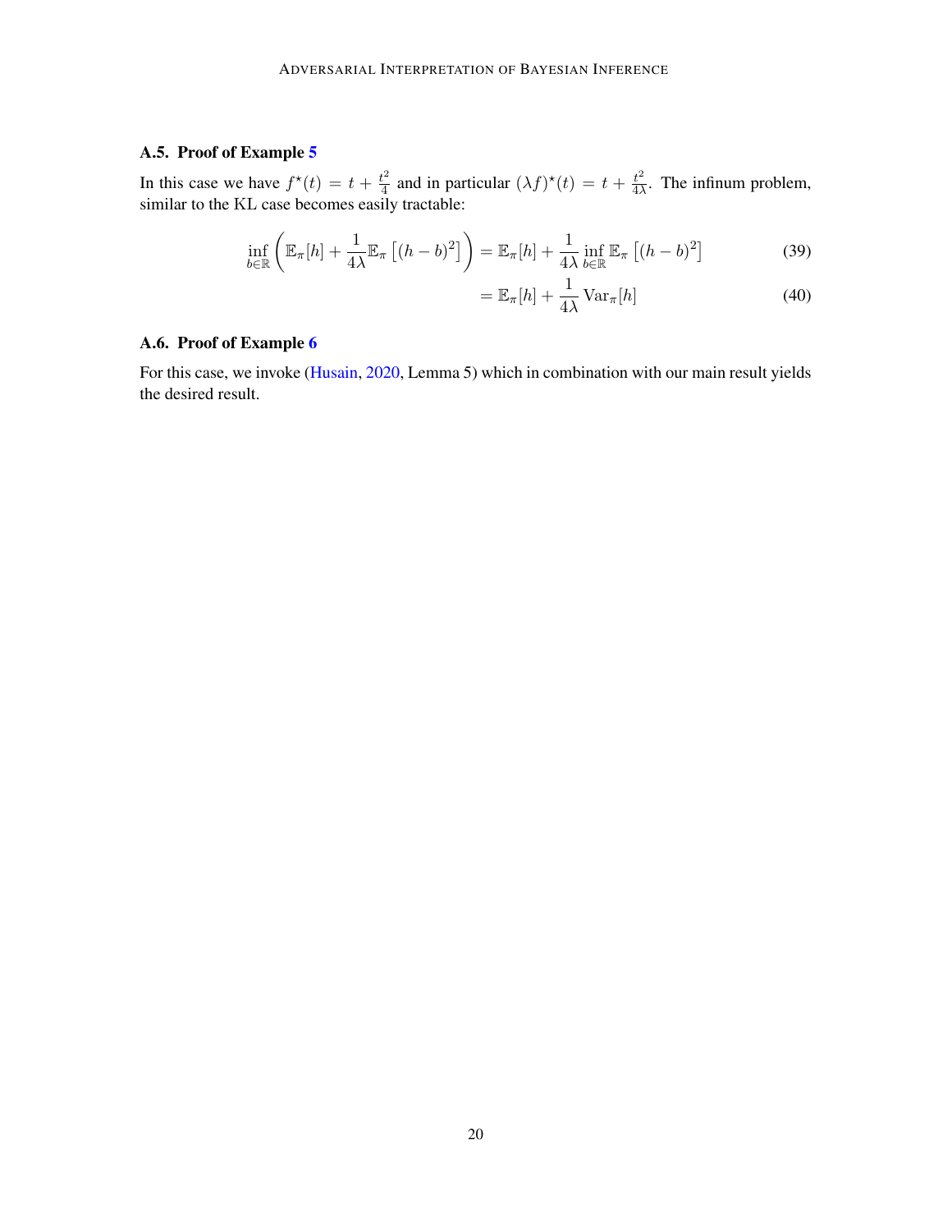### A.5. Proof of Example 5

In this case we have $f^\star(t) = t + \frac{t^2}{4}$ and in particular $(\lambda f)^\star(t) = t + \frac{t^2}{4\lambda}$. The infinum problem, similar to the KL case becomes easily tractable:

$$
\begin{aligned}
\inf_{b \in \mathbb{R}} \left( \mathbb{E}_\pi[h] + \frac{1}{4\lambda} \mathbb{E}_\pi \left[ (h - b)^2 \right] \right) &= \mathbb{E}_\pi[h] + \frac{1}{4\lambda} \inf_{b \in \mathbb{R}} \mathbb{E}_\pi \left[ (h - b)^2 \right] && (39) \\
&= \mathbb{E}_\pi[h] + \frac{1}{4\lambda} \operatorname{Var}_\pi[h] && (40)
\end{aligned}
$$

### A.6. Proof of Example 6

For this case, we invoke (Husain, 2020, Lemma 5) which in combination with our main result yields the desired result.